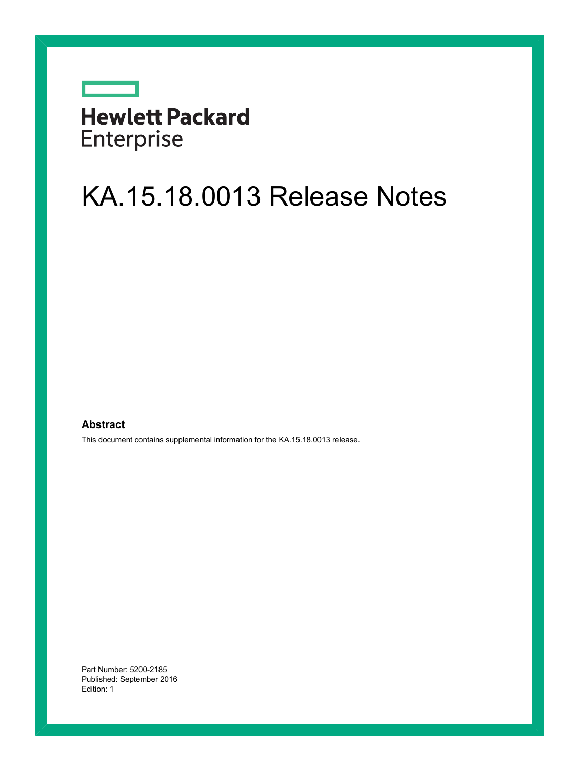Hewlett Packard Enterprise

# KA.15.18.0013 Release Notes

## Abstract

This document contains supplemental information for the KA.15.18.0013 release.

Part Number: 5200-2185
Published: September 2016
Edition: 1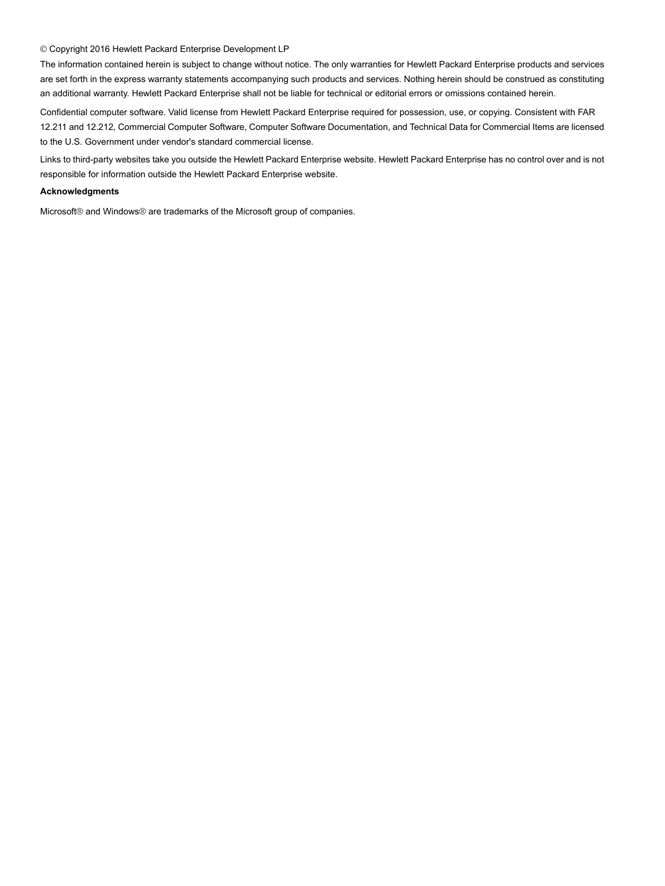© Copyright 2016 Hewlett Packard Enterprise Development LP

The information contained herein is subject to change without notice. The only warranties for Hewlett Packard Enterprise products and services are set forth in the express warranty statements accompanying such products and services. Nothing herein should be construed as constituting an additional warranty. Hewlett Packard Enterprise shall not be liable for technical or editorial errors or omissions contained herein.

Confidential computer software. Valid license from Hewlett Packard Enterprise required for possession, use, or copying. Consistent with FAR 12.211 and 12.212, Commercial Computer Software, Computer Software Documentation, and Technical Data for Commercial Items are licensed to the U.S. Government under vendor's standard commercial license.

Links to third-party websites take you outside the Hewlett Packard Enterprise website. Hewlett Packard Enterprise has no control over and is not responsible for information outside the Hewlett Packard Enterprise website.

**Acknowledgments**

Microsoft® and Windows® are trademarks of the Microsoft group of companies.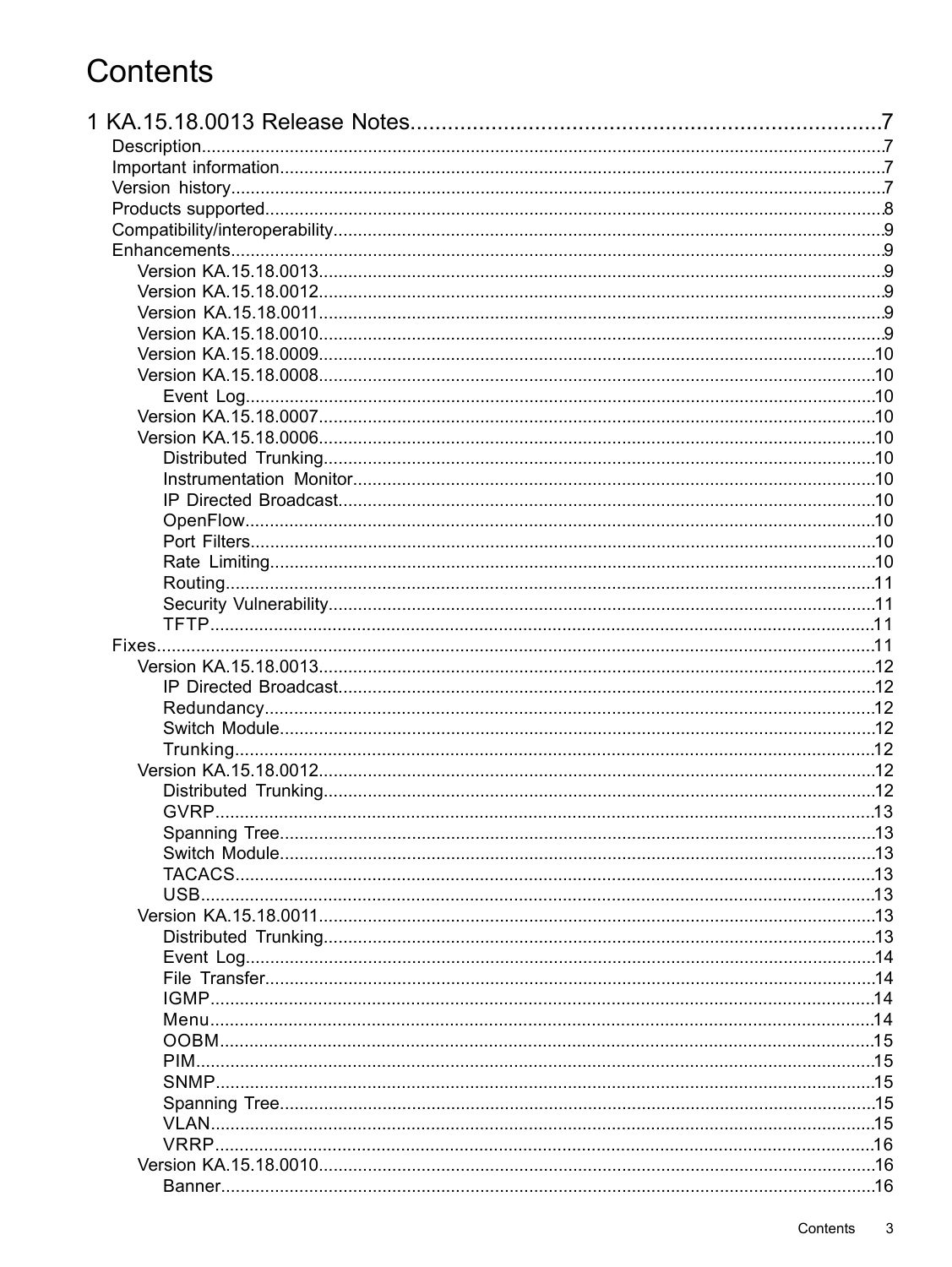# Contents

1 KA.15.18.0013 Release Notes....................................................................7

- Description....................................................................7
- Important information....................................................................7
- Version history....................................................................7
- Products supported....................................................................8
- Compatibility/interoperability....................................................................9
- Enhancements....................................................................9
  - Version KA.15.18.0013....................................................................9
  - Version KA.15.18.0012....................................................................9
  - Version KA.15.18.0011....................................................................9
  - Version KA.15.18.0010....................................................................9
  - Version KA.15.18.0009....................................................................10
  - Version KA.15.18.0008....................................................................10
    - Event Log....................................................................10
  - Version KA.15.18.0007....................................................................10
  - Version KA.15.18.0006....................................................................10
    - Distributed Trunking....................................................................10
    - Instrumentation Monitor....................................................................10
    - IP Directed Broadcast....................................................................10
    - OpenFlow....................................................................10
    - Port Filters....................................................................10
    - Rate Limiting....................................................................10
    - Routing....................................................................11
    - Security Vulnerability....................................................................11
    - TFTP....................................................................11
- Fixes....................................................................11
  - Version KA.15.18.0013....................................................................12
    - IP Directed Broadcast....................................................................12
    - Redundancy....................................................................12
    - Switch Module....................................................................12
    - Trunking....................................................................12
  - Version KA.15.18.0012....................................................................12
    - Distributed Trunking....................................................................12
    - GVRP....................................................................13
    - Spanning Tree....................................................................13
    - Switch Module....................................................................13
    - TACACS....................................................................13
    - USB....................................................................13
  - Version KA.15.18.0011....................................................................13
    - Distributed Trunking....................................................................13
    - Event Log....................................................................14
    - File Transfer....................................................................14
    - IGMP....................................................................14
    - Menu....................................................................14
    - OOBM....................................................................15
    - PIM....................................................................15
    - SNMP....................................................................15
    - Spanning Tree....................................................................15
    - VLAN....................................................................15
    - VRRP....................................................................16
  - Version KA.15.18.0010....................................................................16
    - Banner....................................................................16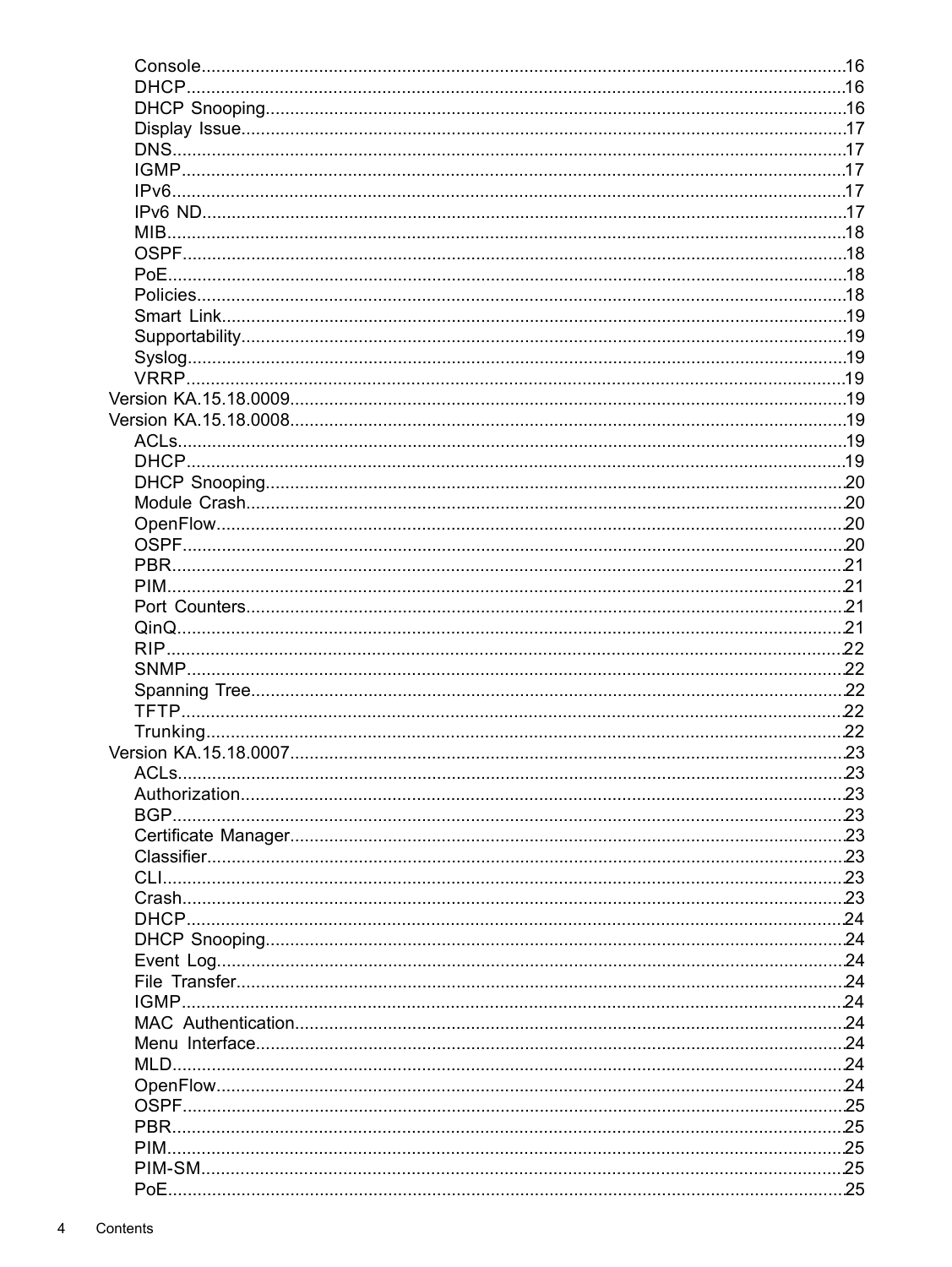- Console .................................................. 16
- DHCP .................................................. 16
- DHCP Snooping .................................................. 16
- Display Issue .................................................. 17
- DNS .................................................. 17
- IGMP .................................................. 17
- IPv6 .................................................. 17
- IPv6 ND .................................................. 17
- MIB .................................................. 18
- OSPF .................................................. 18
- PoE .................................................. 18
- Policies .................................................. 18
- Smart Link .................................................. 19
- Supportability .................................................. 19
- Syslog .................................................. 19
- VRRP .................................................. 19

Version KA.15.18.0009 .................................................. 19

Version KA.15.18.0008 .................................................. 19

- ACLs .................................................. 19
- DHCP .................................................. 19
- DHCP Snooping .................................................. 20
- Module Crash .................................................. 20
- OpenFlow .................................................. 20
- OSPF .................................................. 20
- PBR .................................................. 21
- PIM .................................................. 21
- Port Counters .................................................. 21
- QinQ .................................................. 21
- RIP .................................................. 22
- SNMP .................................................. 22
- Spanning Tree .................................................. 22
- TFTP .................................................. 22
- Trunking .................................................. 22

Version KA.15.18.0007 .................................................. 23

- ACLs .................................................. 23
- Authorization .................................................. 23
- BGP .................................................. 23
- Certificate Manager .................................................. 23
- Classifier .................................................. 23
- CLI .................................................. 23
- Crash .................................................. 23
- DHCP .................................................. 24
- DHCP Snooping .................................................. 24
- Event Log .................................................. 24
- File Transfer .................................................. 24
- IGMP .................................................. 24
- MAC Authentication .................................................. 24
- Menu Interface .................................................. 24
- MLD .................................................. 24
- OpenFlow .................................................. 24
- OSPF .................................................. 25
- PBR .................................................. 25
- PIM .................................................. 25
- PIM-SM .................................................. 25
- PoE .................................................. 25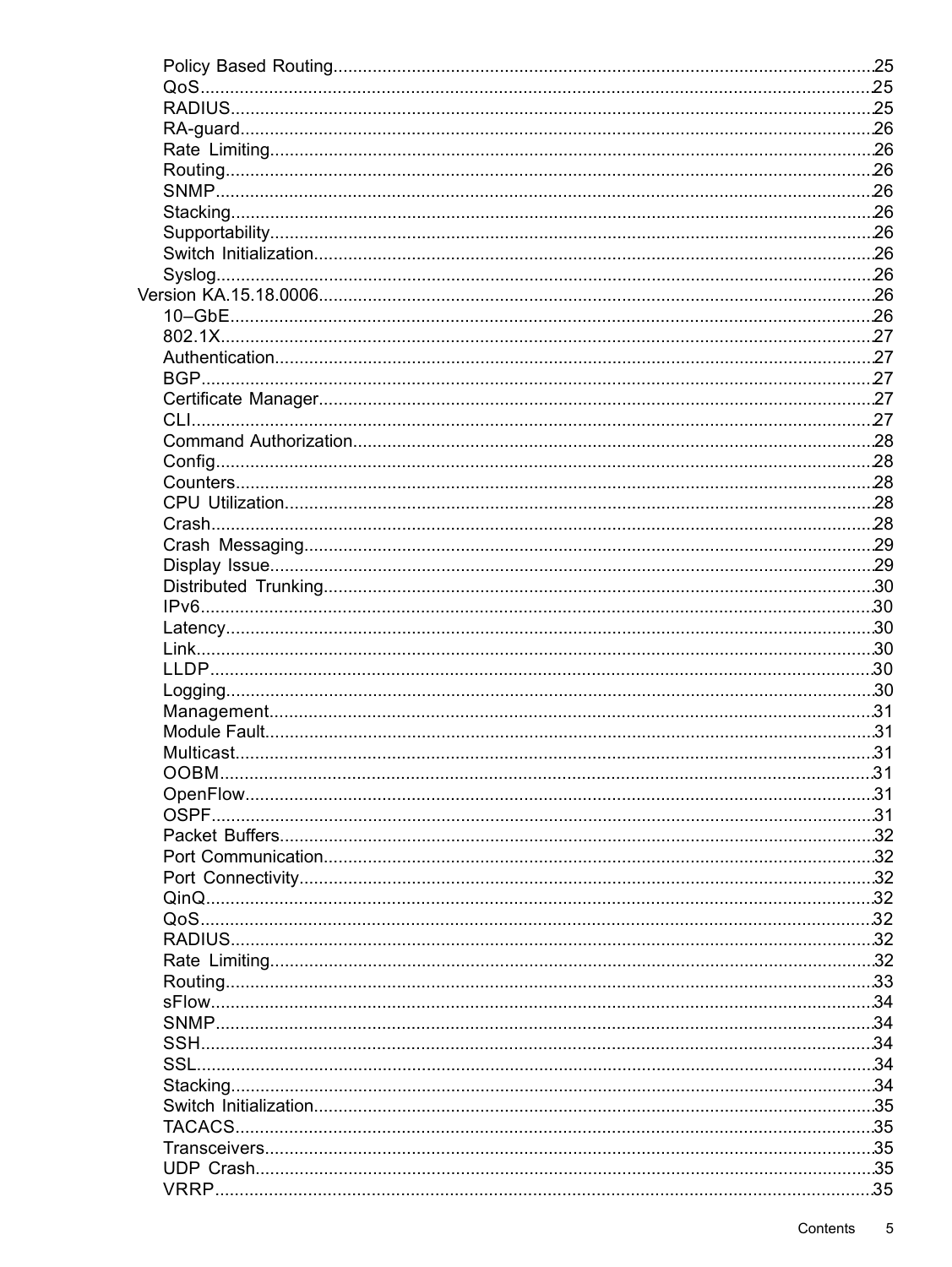- Policy Based Routing.......25
- QoS.......25
- RADIUS.......25
- RA-guard.......26
- Rate Limiting.......26
- Routing.......26
- SNMP.......26
- Stacking.......26
- Supportability.......26
- Switch Initialization.......26
- Syslog.......26

Version KA.15.18.0006.......26

- 10–GbE.......26
- 802.1X.......27
- Authentication.......27
- BGP.......27
- Certificate Manager.......27
- CLI.......27
- Command Authorization.......28
- Config.......28
- Counters.......28
- CPU Utilization.......28
- Crash.......28
- Crash Messaging.......29
- Display Issue.......29
- Distributed Trunking.......30
- IPv6.......30
- Latency.......30
- Link.......30
- LLDP.......30
- Logging.......30
- Management.......31
- Module Fault.......31
- Multicast.......31
- OOBM.......31
- OpenFlow.......31
- OSPF.......31
- Packet Buffers.......32
- Port Communication.......32
- Port Connectivity.......32
- QinQ.......32
- QoS.......32
- RADIUS.......32
- Rate Limiting.......32
- Routing.......33
- sFlow.......34
- SNMP.......34
- SSH.......34
- SSL.......34
- Stacking.......34
- Switch Initialization.......35
- TACACS.......35
- Transceivers.......35
- UDP Crash.......35
- VRRP.......35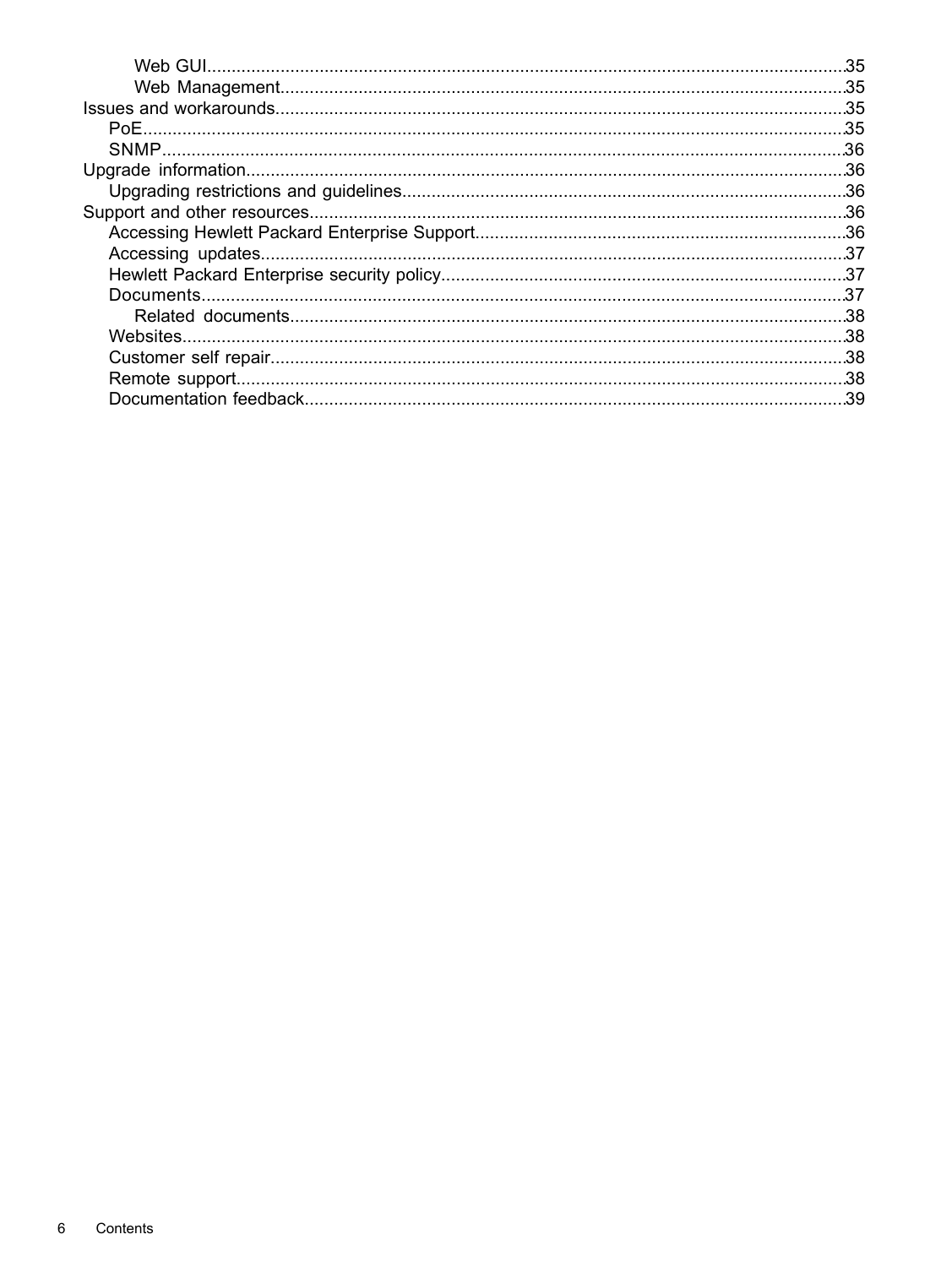- Web GUI....35
- Web Management....35

Issues and workarounds....35

- PoE....35
- SNMP....36

Upgrade information....36

- Upgrading restrictions and guidelines....36

Support and other resources....36

- Accessing Hewlett Packard Enterprise Support....36
- Accessing updates....37
- Hewlett Packard Enterprise security policy....37
- Documents....37
  - Related documents....38
- Websites....38
- Customer self repair....38
- Remote support....38
- Documentation feedback....39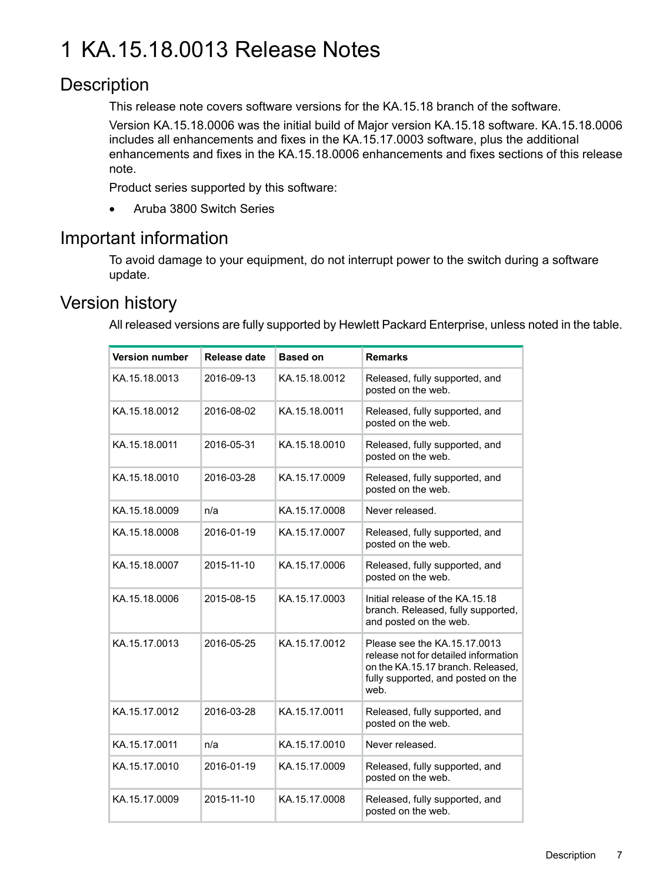# 1 KA.15.18.0013 Release Notes

## Description

This release note covers software versions for the KA.15.18 branch of the software.

Version KA.15.18.0006 was the initial build of Major version KA.15.18 software. KA.15.18.0006 includes all enhancements and fixes in the KA.15.17.0003 software, plus the additional enhancements and fixes in the KA.15.18.0006 enhancements and fixes sections of this release note.

Product series supported by this software:

- Aruba 3800 Switch Series

## Important information

To avoid damage to your equipment, do not interrupt power to the switch during a software update.

## Version history

All released versions are fully supported by Hewlett Packard Enterprise, unless noted in the table.

| Version number | Release date | Based on | Remarks |
|---|---|---|---|
| KA.15.18.0013 | 2016-09-13 | KA.15.18.0012 | Released, fully supported, and posted on the web. |
| KA.15.18.0012 | 2016-08-02 | KA.15.18.0011 | Released, fully supported, and posted on the web. |
| KA.15.18.0011 | 2016-05-31 | KA.15.18.0010 | Released, fully supported, and posted on the web. |
| KA.15.18.0010 | 2016-03-28 | KA.15.17.0009 | Released, fully supported, and posted on the web. |
| KA.15.18.0009 | n/a | KA.15.17.0008 | Never released. |
| KA.15.18.0008 | 2016-01-19 | KA.15.17.0007 | Released, fully supported, and posted on the web. |
| KA.15.18.0007 | 2015-11-10 | KA.15.17.0006 | Released, fully supported, and posted on the web. |
| KA.15.18.0006 | 2015-08-15 | KA.15.17.0003 | Initial release of the KA.15.18 branch. Released, fully supported, and posted on the web. |
| KA.15.17.0013 | 2016-05-25 | KA.15.17.0012 | Please see the KA.15.17.0013 release not for detailed information on the KA.15.17 branch. Released, fully supported, and posted on the web. |
| KA.15.17.0012 | 2016-03-28 | KA.15.17.0011 | Released, fully supported, and posted on the web. |
| KA.15.17.0011 | n/a | KA.15.17.0010 | Never released. |
| KA.15.17.0010 | 2016-01-19 | KA.15.17.0009 | Released, fully supported, and posted on the web. |
| KA.15.17.0009 | 2015-11-10 | KA.15.17.0008 | Released, fully supported, and posted on the web. |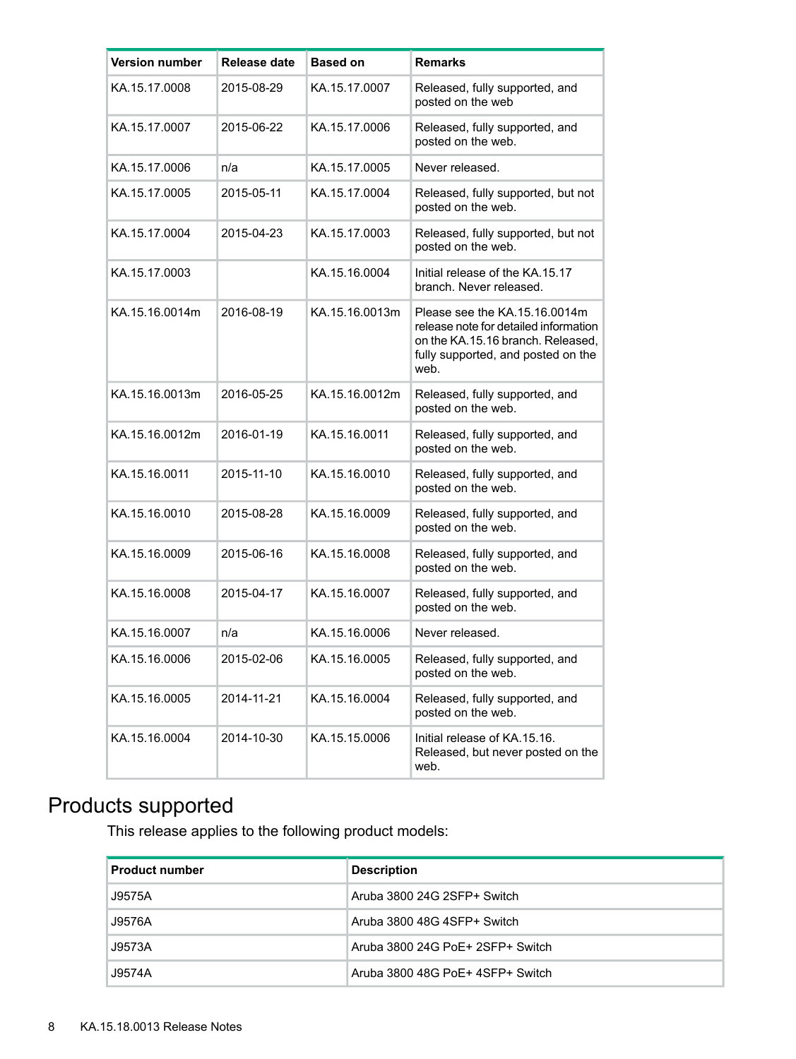| Version number | Release date | Based on | Remarks |
| --- | --- | --- | --- |
| KA.15.17.0008 | 2015-08-29 | KA.15.17.0007 | Released, fully supported, and posted on the web |
| KA.15.17.0007 | 2015-06-22 | KA.15.17.0006 | Released, fully supported, and posted on the web. |
| KA.15.17.0006 | n/a | KA.15.17.0005 | Never released. |
| KA.15.17.0005 | 2015-05-11 | KA.15.17.0004 | Released, fully supported, but not posted on the web. |
| KA.15.17.0004 | 2015-04-23 | KA.15.17.0003 | Released, fully supported, but not posted on the web. |
| KA.15.17.0003 | | KA.15.16.0004 | Initial release of the KA.15.17 branch. Never released. |
| KA.15.16.0014m | 2016-08-19 | KA.15.16.0013m | Please see the KA.15.16.0014m release note for detailed information on the KA.15.16 branch. Released, fully supported, and posted on the web. |
| KA.15.16.0013m | 2016-05-25 | KA.15.16.0012m | Released, fully supported, and posted on the web. |
| KA.15.16.0012m | 2016-01-19 | KA.15.16.0011 | Released, fully supported, and posted on the web. |
| KA.15.16.0011 | 2015-11-10 | KA.15.16.0010 | Released, fully supported, and posted on the web. |
| KA.15.16.0010 | 2015-08-28 | KA.15.16.0009 | Released, fully supported, and posted on the web. |
| KA.15.16.0009 | 2015-06-16 | KA.15.16.0008 | Released, fully supported, and posted on the web. |
| KA.15.16.0008 | 2015-04-17 | KA.15.16.0007 | Released, fully supported, and posted on the web. |
| KA.15.16.0007 | n/a | KA.15.16.0006 | Never released. |
| KA.15.16.0006 | 2015-02-06 | KA.15.16.0005 | Released, fully supported, and posted on the web. |
| KA.15.16.0005 | 2014-11-21 | KA.15.16.0004 | Released, fully supported, and posted on the web. |
| KA.15.16.0004 | 2014-10-30 | KA.15.15.0006 | Initial release of KA.15.16. Released, but never posted on the web. |

# Products supported

This release applies to the following product models:

| Product number | Description |
| --- | --- |
| J9575A | Aruba 3800 24G 2SFP+ Switch |
| J9576A | Aruba 3800 48G 4SFP+ Switch |
| J9573A | Aruba 3800 24G PoE+ 2SFP+ Switch |
| J9574A | Aruba 3800 48G PoE+ 4SFP+ Switch |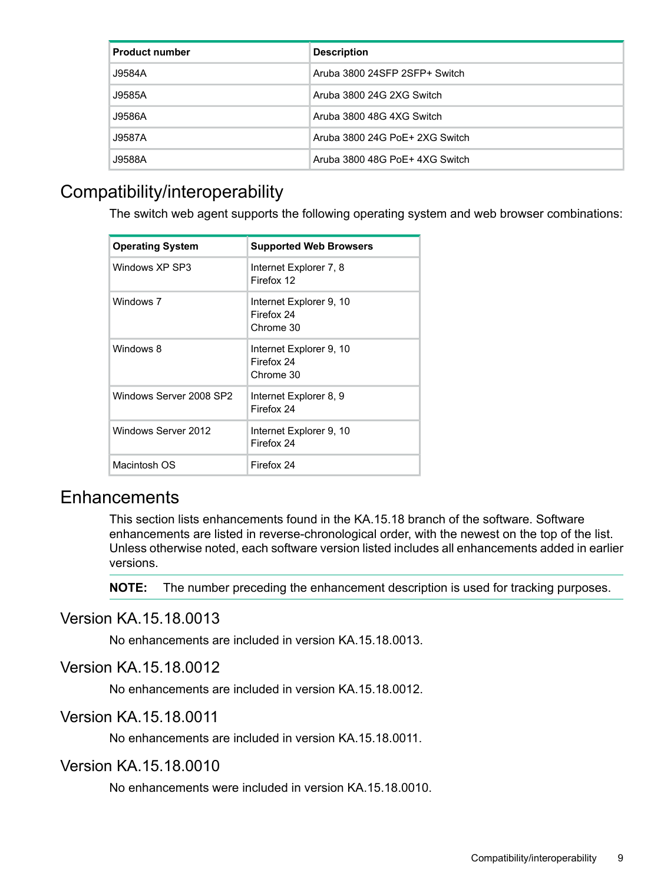| Product number | Description |
|---|---|
| J9584A | Aruba 3800 24SFP 2SFP+ Switch |
| J9585A | Aruba 3800 24G 2XG Switch |
| J9586A | Aruba 3800 48G 4XG Switch |
| J9587A | Aruba 3800 24G PoE+ 2XG Switch |
| J9588A | Aruba 3800 48G PoE+ 4XG Switch |

# Compatibility/interoperability

The switch web agent supports the following operating system and web browser combinations:

| Operating System | Supported Web Browsers |
|---|---|
| Windows XP SP3 | Internet Explorer 7, 8<br>Firefox 12 |
| Windows 7 | Internet Explorer 9, 10<br>Firefox 24<br>Chrome 30 |
| Windows 8 | Internet Explorer 9, 10<br>Firefox 24<br>Chrome 30 |
| Windows Server 2008 SP2 | Internet Explorer 8, 9<br>Firefox 24 |
| Windows Server 2012 | Internet Explorer 9, 10<br>Firefox 24 |
| Macintosh OS | Firefox 24 |

# Enhancements

This section lists enhancements found in the KA.15.18 branch of the software. Software enhancements are listed in reverse-chronological order, with the newest on the top of the list. Unless otherwise noted, each software version listed includes all enhancements added in earlier versions.

**NOTE:** The number preceding the enhancement description is used for tracking purposes.

## Version KA.15.18.0013

No enhancements are included in version KA.15.18.0013.

## Version KA.15.18.0012

No enhancements are included in version KA.15.18.0012.

## Version KA.15.18.0011

No enhancements are included in version KA.15.18.0011.

## Version KA.15.18.0010

No enhancements were included in version KA.15.18.0010.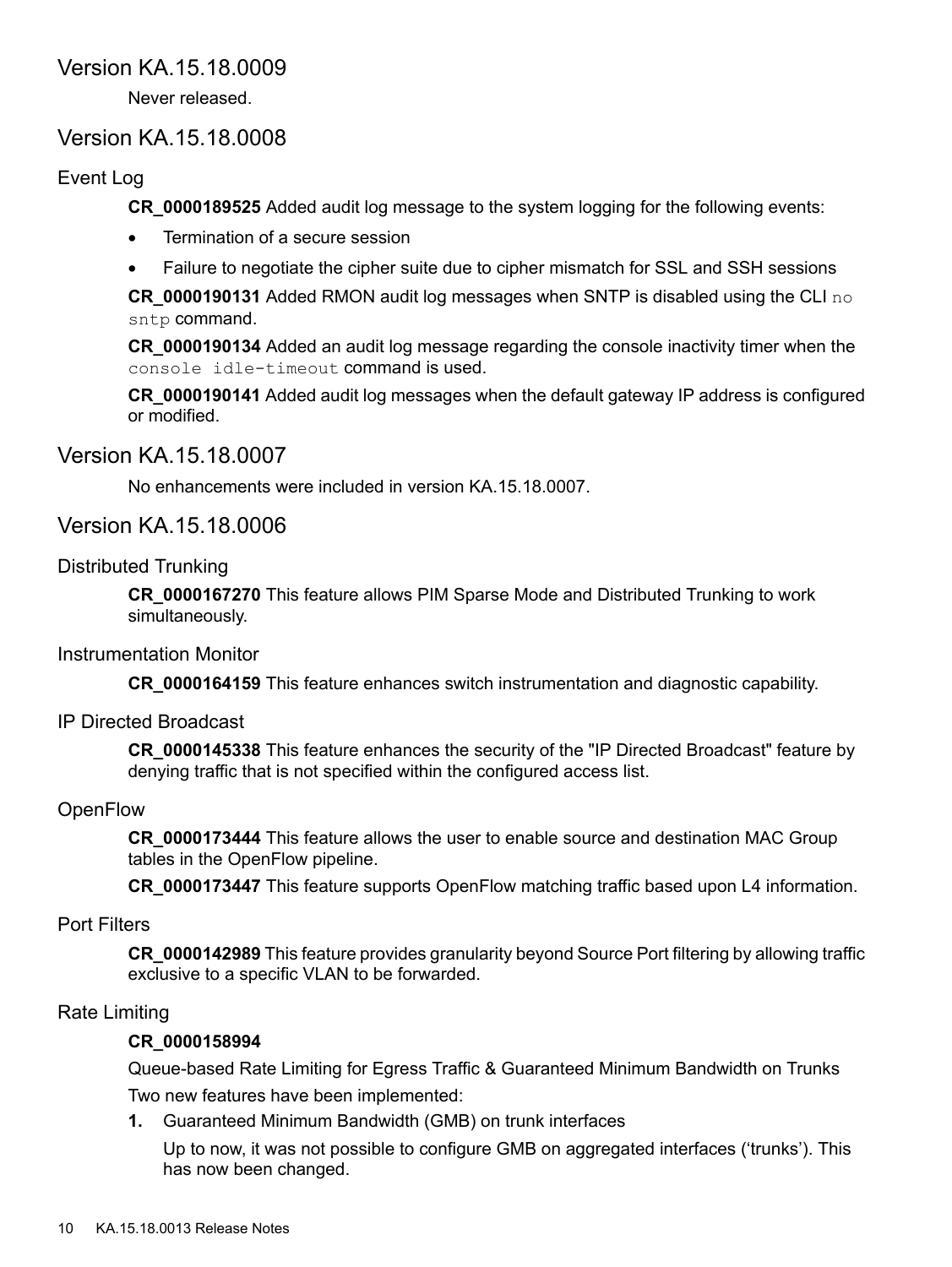## Version KA.15.18.0009

Never released.

## Version KA.15.18.0008

### Event Log

**CR_0000189525** Added audit log message to the system logging for the following events:

- Termination of a secure session
- Failure to negotiate the cipher suite due to cipher mismatch for SSL and SSH sessions

**CR_0000190131** Added RMON audit log messages when SNTP is disabled using the CLI `no sntp` command.

**CR_0000190134** Added an audit log message regarding the console inactivity timer when the `console idle-timeout` command is used.

**CR_0000190141** Added audit log messages when the default gateway IP address is configured or modified.

## Version KA.15.18.0007

No enhancements were included in version KA.15.18.0007.

## Version KA.15.18.0006

### Distributed Trunking

**CR_0000167270** This feature allows PIM Sparse Mode and Distributed Trunking to work simultaneously.

### Instrumentation Monitor

**CR_0000164159** This feature enhances switch instrumentation and diagnostic capability.

### IP Directed Broadcast

**CR_0000145338** This feature enhances the security of the "IP Directed Broadcast" feature by denying traffic that is not specified within the configured access list.

### OpenFlow

**CR_0000173444** This feature allows the user to enable source and destination MAC Group tables in the OpenFlow pipeline.

**CR_0000173447** This feature supports OpenFlow matching traffic based upon L4 information.

### Port Filters

**CR_0000142989** This feature provides granularity beyond Source Port filtering by allowing traffic exclusive to a specific VLAN to be forwarded.

### Rate Limiting

**CR_0000158994**

Queue-based Rate Limiting for Egress Traffic & Guaranteed Minimum Bandwidth on Trunks

Two new features have been implemented:

1. Guaranteed Minimum Bandwidth (GMB) on trunk interfaces

   Up to now, it was not possible to configure GMB on aggregated interfaces ('trunks'). This has now been changed.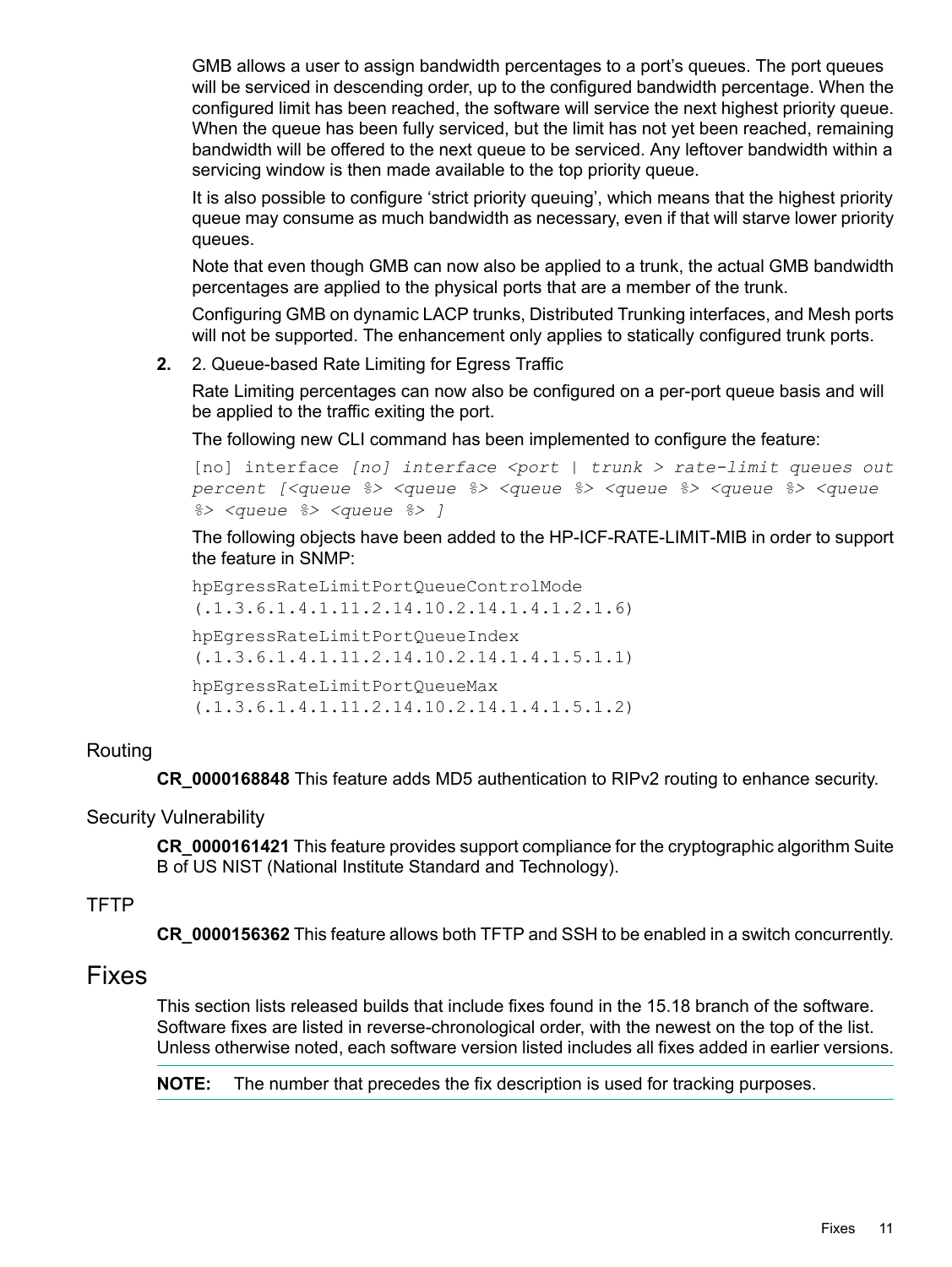GMB allows a user to assign bandwidth percentages to a port's queues. The port queues will be serviced in descending order, up to the configured bandwidth percentage. When the configured limit has been reached, the software will service the next highest priority queue. When the queue has been fully serviced, but the limit has not yet been reached, remaining bandwidth will be offered to the next queue to be serviced. Any leftover bandwidth within a servicing window is then made available to the top priority queue.

It is also possible to configure 'strict priority queuing', which means that the highest priority queue may consume as much bandwidth as necessary, even if that will starve lower priority queues.

Note that even though GMB can now also be applied to a trunk, the actual GMB bandwidth percentages are applied to the physical ports that are a member of the trunk.

Configuring GMB on dynamic LACP trunks, Distributed Trunking interfaces, and Mesh ports will not be supported. The enhancement only applies to statically configured trunk ports.

**2.** 2. Queue-based Rate Limiting for Egress Traffic

Rate Limiting percentages can now also be configured on a per-port queue basis and will be applied to the traffic exiting the port.

The following new CLI command has been implemented to configure the feature:

```
[no] interface [no] interface <port | trunk > rate-limit queues out percent [<queue %> <queue %> <queue %> <queue %> <queue %> <queue %> <queue %> <queue %> ]
```

The following objects have been added to the HP-ICF-RATE-LIMIT-MIB in order to support the feature in SNMP:

```
hpEgressRateLimitPortQueueControlMode
(.1.3.6.1.4.1.11.2.14.10.2.14.1.4.1.2.1.6)
hpEgressRateLimitPortQueueIndex
(.1.3.6.1.4.1.11.2.14.10.2.14.1.4.1.5.1.1)
hpEgressRateLimitPortQueueMax
(.1.3.6.1.4.1.11.2.14.10.2.14.1.4.1.5.1.2)
```

### Routing

**CR_0000168848** This feature adds MD5 authentication to RIPv2 routing to enhance security.

### Security Vulnerability

**CR_0000161421** This feature provides support compliance for the cryptographic algorithm Suite B of US NIST (National Institute Standard and Technology).

### TFTP

**CR_0000156362** This feature allows both TFTP and SSH to be enabled in a switch concurrently.

## Fixes

This section lists released builds that include fixes found in the 15.18 branch of the software. Software fixes are listed in reverse-chronological order, with the newest on the top of the list. Unless otherwise noted, each software version listed includes all fixes added in earlier versions.

**NOTE:** The number that precedes the fix description is used for tracking purposes.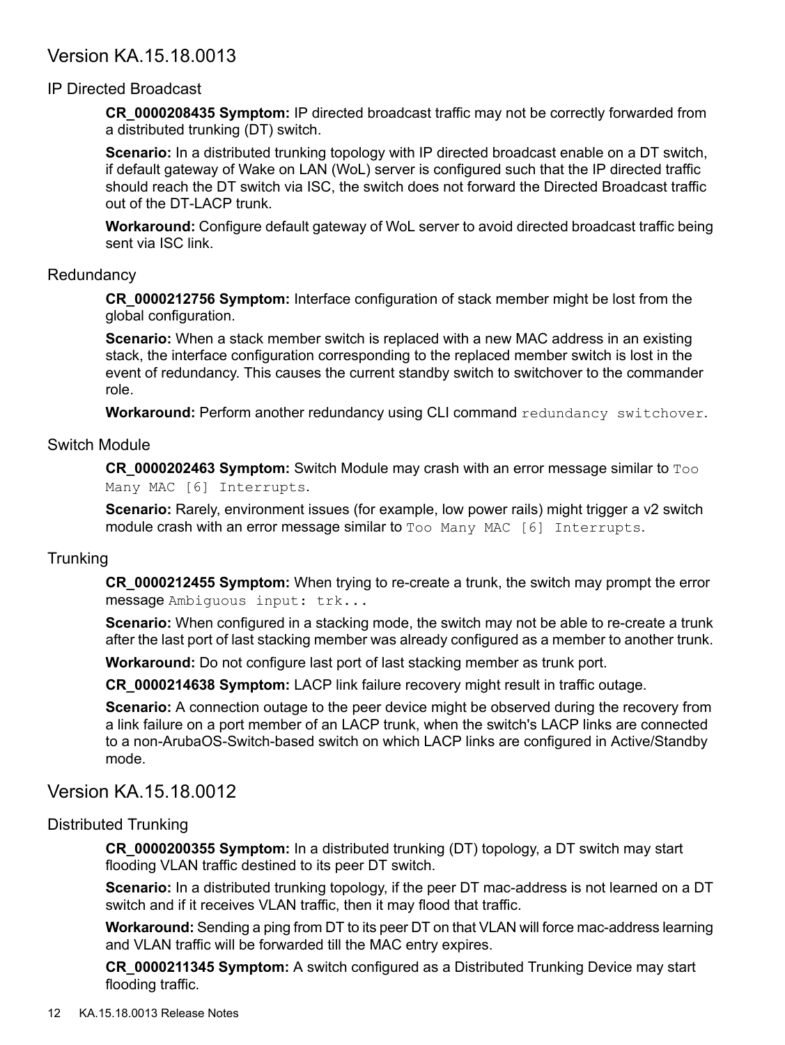## Version KA.15.18.0013

### IP Directed Broadcast

**CR_0000208435 Symptom:** IP directed broadcast traffic may not be correctly forwarded from a distributed trunking (DT) switch.

**Scenario:** In a distributed trunking topology with IP directed broadcast enable on a DT switch, if default gateway of Wake on LAN (WoL) server is configured such that the IP directed traffic should reach the DT switch via ISC, the switch does not forward the Directed Broadcast traffic out of the DT-LACP trunk.

**Workaround:** Configure default gateway of WoL server to avoid directed broadcast traffic being sent via ISC link.

### Redundancy

**CR_0000212756 Symptom:** Interface configuration of stack member might be lost from the global configuration.

**Scenario:** When a stack member switch is replaced with a new MAC address in an existing stack, the interface configuration corresponding to the replaced member switch is lost in the event of redundancy. This causes the current standby switch to switchover to the commander role.

**Workaround:** Perform another redundancy using CLI command `redundancy switchover`.

### Switch Module

**CR_0000202463 Symptom:** Switch Module may crash with an error message similar to `Too Many MAC [6] Interrupts`.

**Scenario:** Rarely, environment issues (for example, low power rails) might trigger a v2 switch module crash with an error message similar to `Too Many MAC [6] Interrupts`.

### Trunking

**CR_0000212455 Symptom:** When trying to re-create a trunk, the switch may prompt the error message `Ambiguous input: trk...`

**Scenario:** When configured in a stacking mode, the switch may not be able to re-create a trunk after the last port of last stacking member was already configured as a member to another trunk.

**Workaround:** Do not configure last port of last stacking member as trunk port.

**CR_0000214638 Symptom:** LACP link failure recovery might result in traffic outage.

**Scenario:** A connection outage to the peer device might be observed during the recovery from a link failure on a port member of an LACP trunk, when the switch's LACP links are connected to a non-ArubaOS-Switch-based switch on which LACP links are configured in Active/Standby mode.

## Version KA.15.18.0012

### Distributed Trunking

**CR_0000200355 Symptom:** In a distributed trunking (DT) topology, a DT switch may start flooding VLAN traffic destined to its peer DT switch.

**Scenario:** In a distributed trunking topology, if the peer DT mac-address is not learned on a DT switch and if it receives VLAN traffic, then it may flood that traffic.

**Workaround:** Sending a ping from DT to its peer DT on that VLAN will force mac-address learning and VLAN traffic will be forwarded till the MAC entry expires.

**CR_0000211345 Symptom:** A switch configured as a Distributed Trunking Device may start flooding traffic.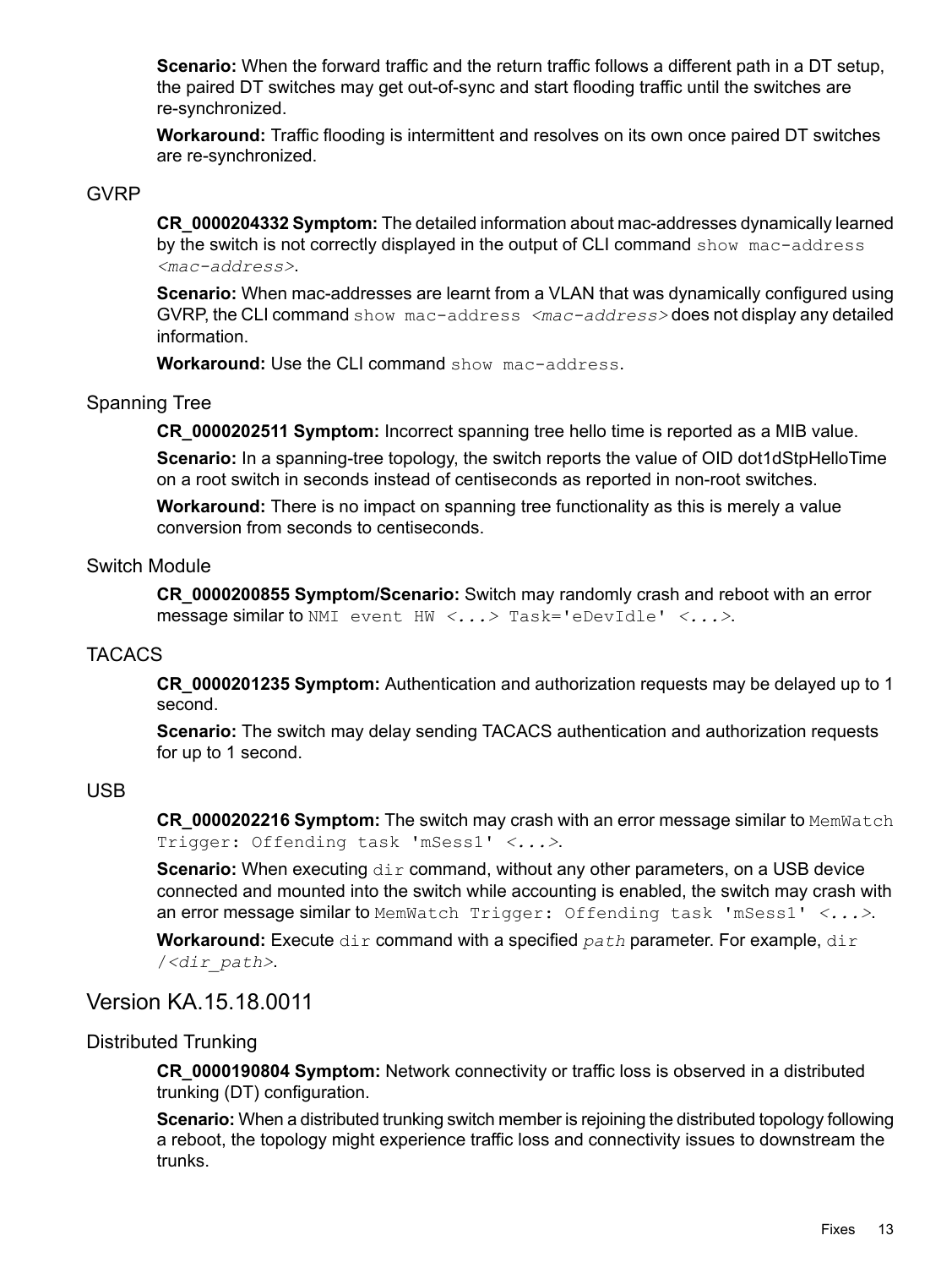**Scenario:** When the forward traffic and the return traffic follows a different path in a DT setup, the paired DT switches may get out-of-sync and start flooding traffic until the switches are re-synchronized.

**Workaround:** Traffic flooding is intermittent and resolves on its own once paired DT switches are re-synchronized.

### GVRP

**CR_0000204332 Symptom:** The detailed information about mac-addresses dynamically learned by the switch is not correctly displayed in the output of CLI command `show mac-address <mac-address>`.

**Scenario:** When mac-addresses are learnt from a VLAN that was dynamically configured using GVRP, the CLI command `show mac-address <mac-address>` does not display any detailed information.

**Workaround:** Use the CLI command `show mac-address`.

### Spanning Tree

**CR_0000202511 Symptom:** Incorrect spanning tree hello time is reported as a MIB value.

**Scenario:** In a spanning-tree topology, the switch reports the value of OID dot1dStpHelloTime on a root switch in seconds instead of centiseconds as reported in non-root switches.

**Workaround:** There is no impact on spanning tree functionality as this is merely a value conversion from seconds to centiseconds.

### Switch Module

**CR_0000200855 Symptom/Scenario:** Switch may randomly crash and reboot with an error message similar to `NMI event HW <...> Task='eDevIdle' <...>`.

### TACACS

**CR_0000201235 Symptom:** Authentication and authorization requests may be delayed up to 1 second.

**Scenario:** The switch may delay sending TACACS authentication and authorization requests for up to 1 second.

### USB

**CR_0000202216 Symptom:** The switch may crash with an error message similar to `MemWatch Trigger: Offending task 'mSess1' <...>`.

**Scenario:** When executing `dir` command, without any other parameters, on a USB device connected and mounted into the switch while accounting is enabled, the switch may crash with an error message similar to `MemWatch Trigger: Offending task 'mSess1' <...>`.

**Workaround:** Execute `dir` command with a specified *`path`* parameter. For example, `dir /<dir_path>`.

## Version KA.15.18.0011

### Distributed Trunking

**CR_0000190804 Symptom:** Network connectivity or traffic loss is observed in a distributed trunking (DT) configuration.

**Scenario:** When a distributed trunking switch member is rejoining the distributed topology following a reboot, the topology might experience traffic loss and connectivity issues to downstream the trunks.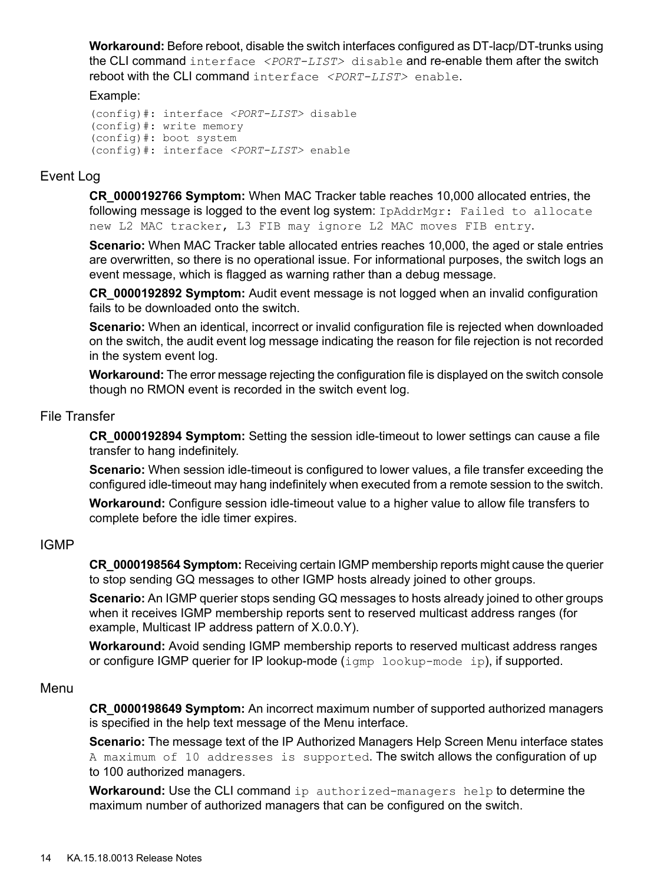**Workaround:** Before reboot, disable the switch interfaces configured as DT-lacp/DT-trunks using the CLI command `interface <PORT-LIST> disable` and re-enable them after the switch reboot with the CLI command `interface <PORT-LIST> enable`.

Example:

```
(config)#: interface <PORT-LIST> disable
(config)#: write memory
(config)#: boot system
(config)#: interface <PORT-LIST> enable
```

## Event Log

**CR_0000192766 Symptom:** When MAC Tracker table reaches 10,000 allocated entries, the following message is logged to the event log system: `IpAddrMgr: Failed to allocate new L2 MAC tracker, L3 FIB may ignore L2 MAC moves FIB entry`.

**Scenario:** When MAC Tracker table allocated entries reaches 10,000, the aged or stale entries are overwritten, so there is no operational issue. For informational purposes, the switch logs an event message, which is flagged as warning rather than a debug message.

**CR_0000192892 Symptom:** Audit event message is not logged when an invalid configuration fails to be downloaded onto the switch.

**Scenario:** When an identical, incorrect or invalid configuration file is rejected when downloaded on the switch, the audit event log message indicating the reason for file rejection is not recorded in the system event log.

**Workaround:** The error message rejecting the configuration file is displayed on the switch console though no RMON event is recorded in the switch event log.

## File Transfer

**CR_0000192894 Symptom:** Setting the session idle-timeout to lower settings can cause a file transfer to hang indefinitely.

**Scenario:** When session idle-timeout is configured to lower values, a file transfer exceeding the configured idle-timeout may hang indefinitely when executed from a remote session to the switch.

**Workaround:** Configure session idle-timeout value to a higher value to allow file transfers to complete before the idle timer expires.

## IGMP

**CR_0000198564 Symptom:** Receiving certain IGMP membership reports might cause the querier to stop sending GQ messages to other IGMP hosts already joined to other groups.

**Scenario:** An IGMP querier stops sending GQ messages to hosts already joined to other groups when it receives IGMP membership reports sent to reserved multicast address ranges (for example, Multicast IP address pattern of X.0.0.Y).

**Workaround:** Avoid sending IGMP membership reports to reserved multicast address ranges or configure IGMP querier for IP lookup-mode (`igmp lookup-mode ip`), if supported.

## Menu

**CR_0000198649 Symptom:** An incorrect maximum number of supported authorized managers is specified in the help text message of the Menu interface.

**Scenario:** The message text of the IP Authorized Managers Help Screen Menu interface states `A maximum of 10 addresses is supported`. The switch allows the configuration of up to 100 authorized managers.

**Workaround:** Use the CLI command `ip authorized-managers help` to determine the maximum number of authorized managers that can be configured on the switch.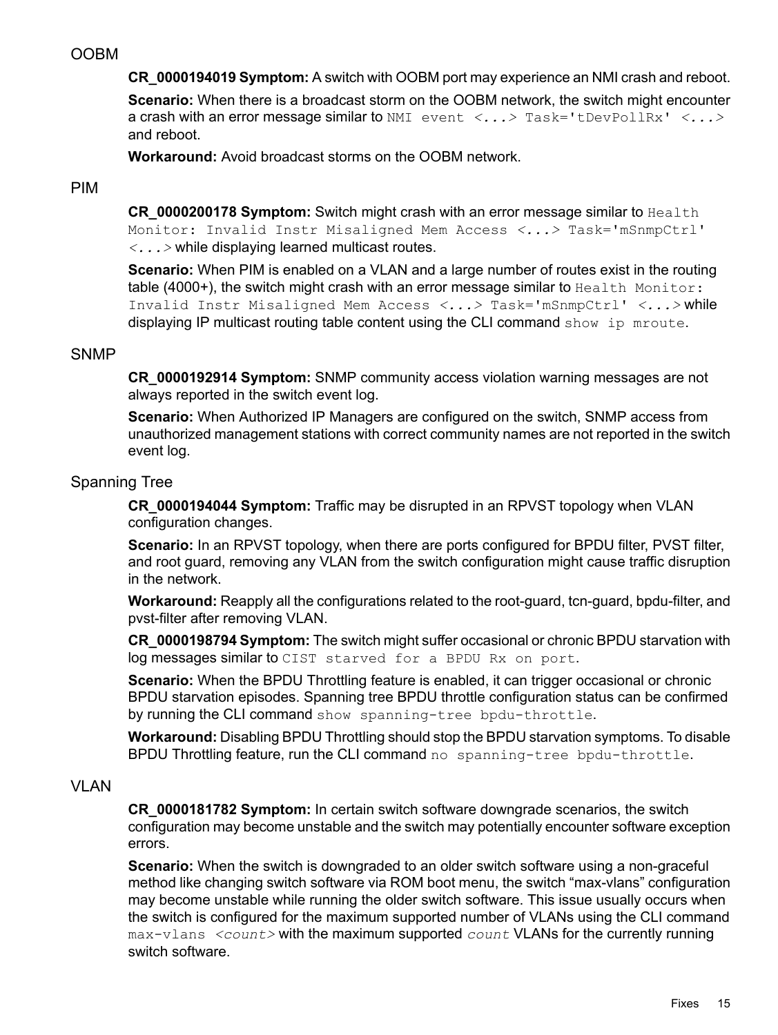## OOBM

**CR_0000194019 Symptom:** A switch with OOBM port may experience an NMI crash and reboot.

**Scenario:** When there is a broadcast storm on the OOBM network, the switch might encounter a crash with an error message similar to `NMI event <...> Task='tDevPollRx' <...>` and reboot.

**Workaround:** Avoid broadcast storms on the OOBM network.

## PIM

**CR_0000200178 Symptom:** Switch might crash with an error message similar to `Health Monitor: Invalid Instr Misaligned Mem Access <...> Task='mSnmpCtrl' <...>` while displaying learned multicast routes.

**Scenario:** When PIM is enabled on a VLAN and a large number of routes exist in the routing table (4000+), the switch might crash with an error message similar to `Health Monitor: Invalid Instr Misaligned Mem Access <...> Task='mSnmpCtrl' <...>` while displaying IP multicast routing table content using the CLI command `show ip mroute`.

## SNMP

**CR_0000192914 Symptom:** SNMP community access violation warning messages are not always reported in the switch event log.

**Scenario:** When Authorized IP Managers are configured on the switch, SNMP access from unauthorized management stations with correct community names are not reported in the switch event log.

## Spanning Tree

**CR_0000194044 Symptom:** Traffic may be disrupted in an RPVST topology when VLAN configuration changes.

**Scenario:** In an RPVST topology, when there are ports configured for BPDU filter, PVST filter, and root guard, removing any VLAN from the switch configuration might cause traffic disruption in the network.

**Workaround:** Reapply all the configurations related to the root-guard, tcn-guard, bpdu-filter, and pvst-filter after removing VLAN.

**CR_0000198794 Symptom:** The switch might suffer occasional or chronic BPDU starvation with log messages similar to `CIST starved for a BPDU Rx on port`.

**Scenario:** When the BPDU Throttling feature is enabled, it can trigger occasional or chronic BPDU starvation episodes. Spanning tree BPDU throttle configuration status can be confirmed by running the CLI command `show spanning-tree bpdu-throttle`.

**Workaround:** Disabling BPDU Throttling should stop the BPDU starvation symptoms. To disable BPDU Throttling feature, run the CLI command `no spanning-tree bpdu-throttle`.

## VLAN

**CR_0000181782 Symptom:** In certain switch software downgrade scenarios, the switch configuration may become unstable and the switch may potentially encounter software exception errors.

**Scenario:** When the switch is downgraded to an older switch software using a non-graceful method like changing switch software via ROM boot menu, the switch “max-vlans” configuration may become unstable while running the older switch software. This issue usually occurs when the switch is configured for the maximum supported number of VLANs using the CLI command `max-vlans <count>` with the maximum supported *`count`* VLANs for the currently running switch software.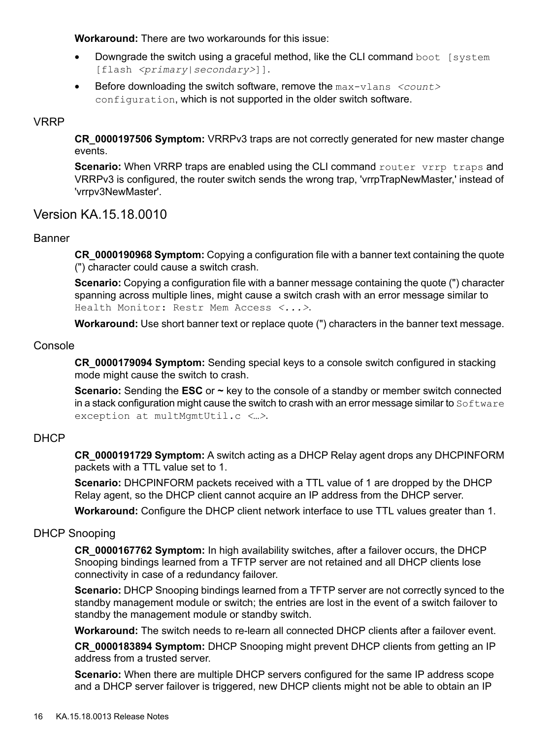**Workaround:** There are two workarounds for this issue:

- Downgrade the switch using a graceful method, like the CLI command `boot [system [flash <primary|secondary>]]`.
- Before downloading the switch software, remove the `max-vlans <count> configuration`, which is not supported in the older switch software.

### VRRP

**CR_0000197506 Symptom:** VRRPv3 traps are not correctly generated for new master change events.

**Scenario:** When VRRP traps are enabled using the CLI command `router vrrp traps` and VRRPv3 is configured, the router switch sends the wrong trap, 'vrrpTrapNewMaster,' instead of 'vrrpv3NewMaster'.

## Version KA.15.18.0010

### Banner

**CR_0000190968 Symptom:** Copying a configuration file with a banner text containing the quote (") character could cause a switch crash.

**Scenario:** Copying a configuration file with a banner message containing the quote (") character spanning across multiple lines, might cause a switch crash with an error message similar to `Health Monitor: Restr Mem Access <...>`.

**Workaround:** Use short banner text or replace quote (") characters in the banner text message.

### Console

**CR_0000179094 Symptom:** Sending special keys to a console switch configured in stacking mode might cause the switch to crash.

**Scenario:** Sending the **ESC** or **~** key to the console of a standby or member switch connected in a stack configuration might cause the switch to crash with an error message similar to `Software exception at multMgmtUtil.c <…>`.

### DHCP

**CR_0000191729 Symptom:** A switch acting as a DHCP Relay agent drops any DHCPINFORM packets with a TTL value set to 1.

**Scenario:** DHCPINFORM packets received with a TTL value of 1 are dropped by the DHCP Relay agent, so the DHCP client cannot acquire an IP address from the DHCP server.

**Workaround:** Configure the DHCP client network interface to use TTL values greater than 1.

### DHCP Snooping

**CR_0000167762 Symptom:** In high availability switches, after a failover occurs, the DHCP Snooping bindings learned from a TFTP server are not retained and all DHCP clients lose connectivity in case of a redundancy failover.

**Scenario:** DHCP Snooping bindings learned from a TFTP server are not correctly synced to the standby management module or switch; the entries are lost in the event of a switch failover to standby the management module or standby switch.

**Workaround:** The switch needs to re-learn all connected DHCP clients after a failover event.

**CR_0000183894 Symptom:** DHCP Snooping might prevent DHCP clients from getting an IP address from a trusted server.

**Scenario:** When there are multiple DHCP servers configured for the same IP address scope and a DHCP server failover is triggered, new DHCP clients might not be able to obtain an IP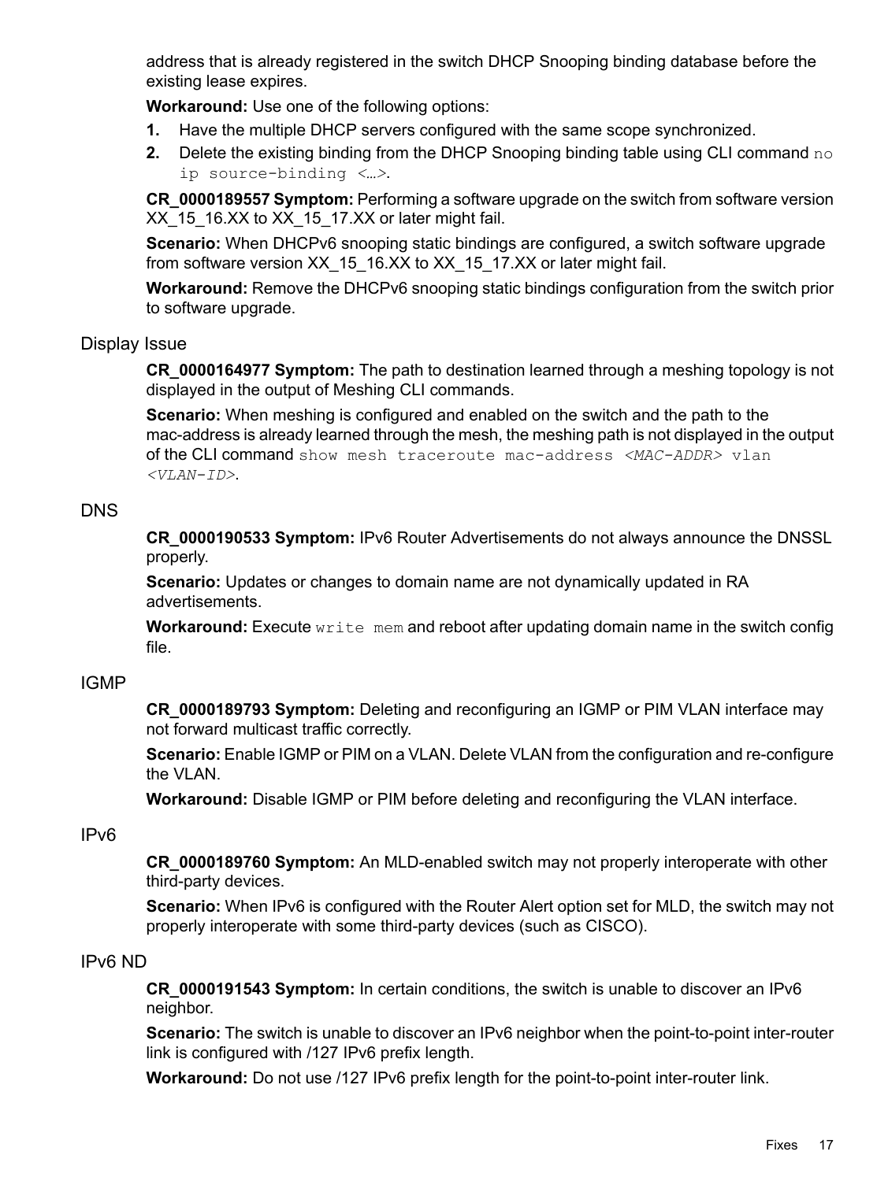address that is already registered in the switch DHCP Snooping binding database before the existing lease expires.

**Workaround:** Use one of the following options:

1. Have the multiple DHCP servers configured with the same scope synchronized.
2. Delete the existing binding from the DHCP Snooping binding table using CLI command `no ip source-binding <…>`.

**CR_0000189557 Symptom:** Performing a software upgrade on the switch from software version XX_15_16.XX to XX_15_17.XX or later might fail.

**Scenario:** When DHCPv6 snooping static bindings are configured, a switch software upgrade from software version XX_15_16.XX to XX_15_17.XX or later might fail.

**Workaround:** Remove the DHCPv6 snooping static bindings configuration from the switch prior to software upgrade.

## Display Issue

**CR_0000164977 Symptom:** The path to destination learned through a meshing topology is not displayed in the output of Meshing CLI commands.

**Scenario:** When meshing is configured and enabled on the switch and the path to the mac-address is already learned through the mesh, the meshing path is not displayed in the output of the CLI command `show mesh traceroute mac-address <MAC-ADDR> vlan <VLAN-ID>`.

## DNS

**CR_0000190533 Symptom:** IPv6 Router Advertisements do not always announce the DNSSL properly.

**Scenario:** Updates or changes to domain name are not dynamically updated in RA advertisements.

**Workaround:** Execute `write mem` and reboot after updating domain name in the switch config file.

## IGMP

**CR_0000189793 Symptom:** Deleting and reconfiguring an IGMP or PIM VLAN interface may not forward multicast traffic correctly.

**Scenario:** Enable IGMP or PIM on a VLAN. Delete VLAN from the configuration and re-configure the VLAN.

**Workaround:** Disable IGMP or PIM before deleting and reconfiguring the VLAN interface.

## IPv6

**CR_0000189760 Symptom:** An MLD-enabled switch may not properly interoperate with other third-party devices.

**Scenario:** When IPv6 is configured with the Router Alert option set for MLD, the switch may not properly interoperate with some third-party devices (such as CISCO).

## IPv6 ND

**CR_0000191543 Symptom:** In certain conditions, the switch is unable to discover an IPv6 neighbor.

**Scenario:** The switch is unable to discover an IPv6 neighbor when the point-to-point inter-router link is configured with /127 IPv6 prefix length.

**Workaround:** Do not use /127 IPv6 prefix length for the point-to-point inter-router link.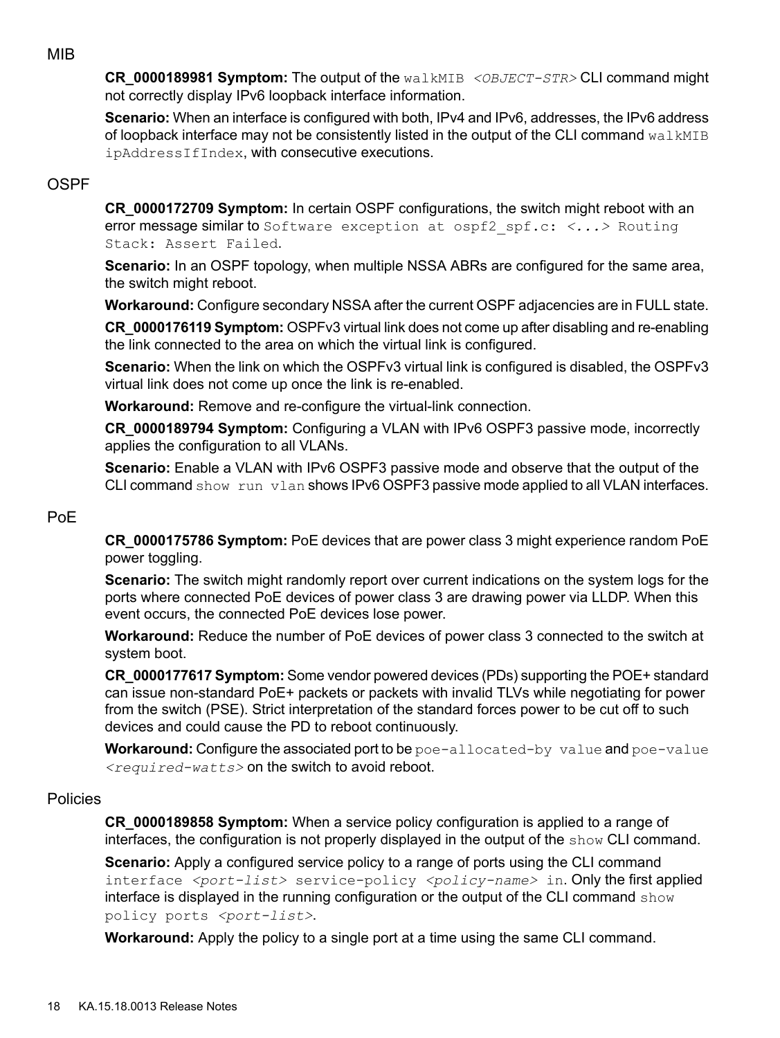## MIB

**CR_0000189981 Symptom:** The output of the `walkMIB <OBJECT-STR>` CLI command might not correctly display IPv6 loopback interface information.

**Scenario:** When an interface is configured with both, IPv4 and IPv6, addresses, the IPv6 address of loopback interface may not be consistently listed in the output of the CLI command `walkMIB ipAddressIfIndex`, with consecutive executions.

## OSPF

**CR_0000172709 Symptom:** In certain OSPF configurations, the switch might reboot with an error message similar to `Software exception at ospf2_spf.c: <...> Routing Stack: Assert Failed`.

**Scenario:** In an OSPF topology, when multiple NSSA ABRs are configured for the same area, the switch might reboot.

**Workaround:** Configure secondary NSSA after the current OSPF adjacencies are in FULL state.

**CR_0000176119 Symptom:** OSPFv3 virtual link does not come up after disabling and re-enabling the link connected to the area on which the virtual link is configured.

**Scenario:** When the link on which the OSPFv3 virtual link is configured is disabled, the OSPFv3 virtual link does not come up once the link is re-enabled.

**Workaround:** Remove and re-configure the virtual-link connection.

**CR_0000189794 Symptom:** Configuring a VLAN with IPv6 OSPF3 passive mode, incorrectly applies the configuration to all VLANs.

**Scenario:** Enable a VLAN with IPv6 OSPF3 passive mode and observe that the output of the CLI command `show run vlan` shows IPv6 OSPF3 passive mode applied to all VLAN interfaces.

## PoE

**CR_0000175786 Symptom:** PoE devices that are power class 3 might experience random PoE power toggling.

**Scenario:** The switch might randomly report over current indications on the system logs for the ports where connected PoE devices of power class 3 are drawing power via LLDP. When this event occurs, the connected PoE devices lose power.

**Workaround:** Reduce the number of PoE devices of power class 3 connected to the switch at system boot.

**CR_0000177617 Symptom:** Some vendor powered devices (PDs) supporting the POE+ standard can issue non-standard PoE+ packets or packets with invalid TLVs while negotiating for power from the switch (PSE). Strict interpretation of the standard forces power to be cut off to such devices and could cause the PD to reboot continuously.

**Workaround:** Configure the associated port to be `poe-allocated-by value` and `poe-value <required-watts>` on the switch to avoid reboot.

## Policies

**CR_0000189858 Symptom:** When a service policy configuration is applied to a range of interfaces, the configuration is not properly displayed in the output of the `show` CLI command.

**Scenario:** Apply a configured service policy to a range of ports using the CLI command `interface <port-list> service-policy <policy-name> in`. Only the first applied interface is displayed in the running configuration or the output of the CLI command `show policy ports <port-list>`.

**Workaround:** Apply the policy to a single port at a time using the same CLI command.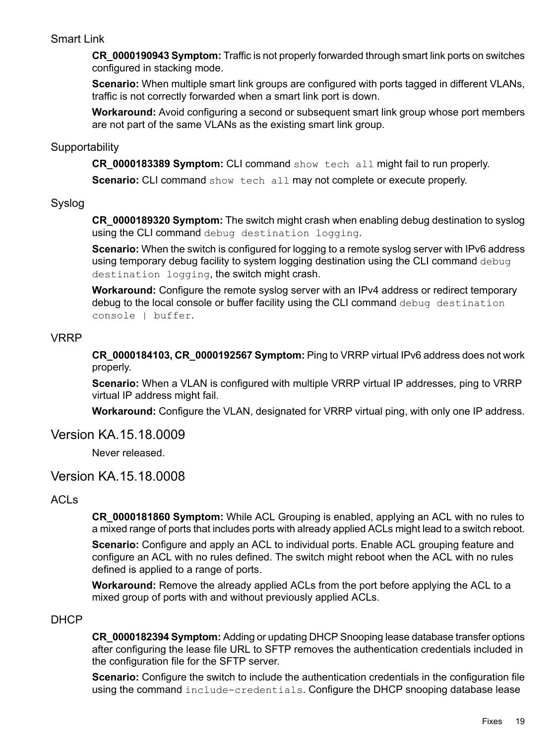### Smart Link

**CR_0000190943 Symptom:** Traffic is not properly forwarded through smart link ports on switches configured in stacking mode.

**Scenario:** When multiple smart link groups are configured with ports tagged in different VLANs, traffic is not correctly forwarded when a smart link port is down.

**Workaround:** Avoid configuring a second or subsequent smart link group whose port members are not part of the same VLANs as the existing smart link group.

### Supportability

**CR_0000183389 Symptom:** CLI command `show tech all` might fail to run properly.

**Scenario:** CLI command `show tech all` may not complete or execute properly.

### Syslog

**CR_0000189320 Symptom:** The switch might crash when enabling debug destination to syslog using the CLI command `debug destination logging`.

**Scenario:** When the switch is configured for logging to a remote syslog server with IPv6 address using temporary debug facility to system logging destination using the CLI command `debug destination logging`, the switch might crash.

**Workaround:** Configure the remote syslog server with an IPv4 address or redirect temporary debug to the local console or buffer facility using the CLI command `debug destination console | buffer`.

### VRRP

**CR_0000184103, CR_0000192567 Symptom:** Ping to VRRP virtual IPv6 address does not work properly.

**Scenario:** When a VLAN is configured with multiple VRRP virtual IP addresses, ping to VRRP virtual IP address might fail.

**Workaround:** Configure the VLAN, designated for VRRP virtual ping, with only one IP address.

## Version KA.15.18.0009

Never released.

## Version KA.15.18.0008

### ACLs

**CR_0000181860 Symptom:** While ACL Grouping is enabled, applying an ACL with no rules to a mixed range of ports that includes ports with already applied ACLs might lead to a switch reboot.

**Scenario:** Configure and apply an ACL to individual ports. Enable ACL grouping feature and configure an ACL with no rules defined. The switch might reboot when the ACL with no rules defined is applied to a range of ports.

**Workaround:** Remove the already applied ACLs from the port before applying the ACL to a mixed group of ports with and without previously applied ACLs.

### DHCP

**CR_0000182394 Symptom:** Adding or updating DHCP Snooping lease database transfer options after configuring the lease file URL to SFTP removes the authentication credentials included in the configuration file for the SFTP server.

**Scenario:** Configure the switch to include the authentication credentials in the configuration file using the command `include-credentials`. Configure the DHCP snooping database lease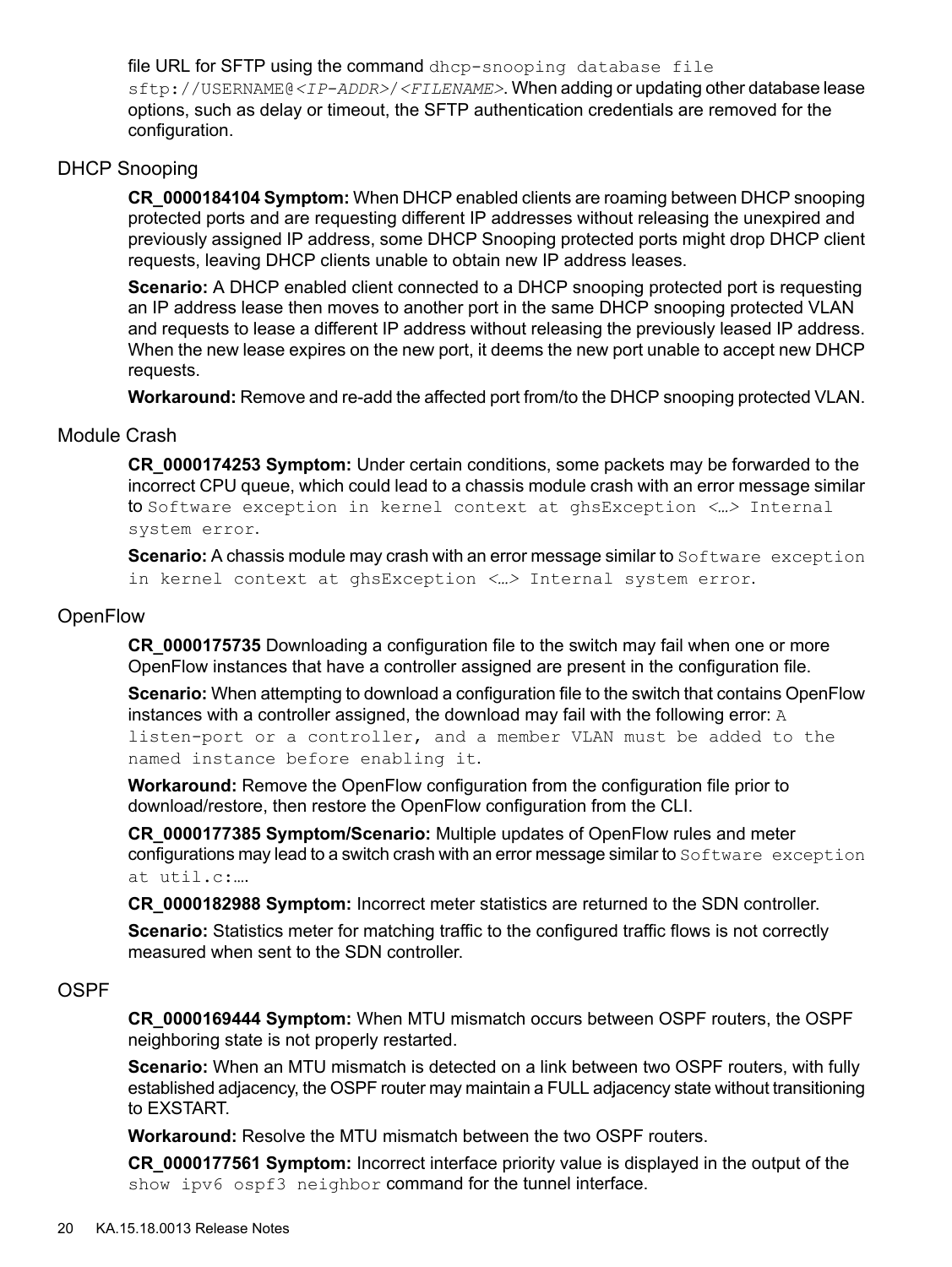file URL for SFTP using the command `dhcp-snooping database file sftp://USERNAME@<IP-ADDR>/<FILENAME>`. When adding or updating other database lease options, such as delay or timeout, the SFTP authentication credentials are removed for the configuration.

## DHCP Snooping

**CR_0000184104 Symptom:** When DHCP enabled clients are roaming between DHCP snooping protected ports and are requesting different IP addresses without releasing the unexpired and previously assigned IP address, some DHCP Snooping protected ports might drop DHCP client requests, leaving DHCP clients unable to obtain new IP address leases.

**Scenario:** A DHCP enabled client connected to a DHCP snooping protected port is requesting an IP address lease then moves to another port in the same DHCP snooping protected VLAN and requests to lease a different IP address without releasing the previously leased IP address. When the new lease expires on the new port, it deems the new port unable to accept new DHCP requests.

**Workaround:** Remove and re-add the affected port from/to the DHCP snooping protected VLAN.

## Module Crash

**CR_0000174253 Symptom:** Under certain conditions, some packets may be forwarded to the incorrect CPU queue, which could lead to a chassis module crash with an error message similar to `Software exception in kernel context at ghsException <…> Internal system error`.

**Scenario:** A chassis module may crash with an error message similar to `Software exception in kernel context at ghsException <…> Internal system error`.

## OpenFlow

**CR_0000175735** Downloading a configuration file to the switch may fail when one or more OpenFlow instances that have a controller assigned are present in the configuration file.

**Scenario:** When attempting to download a configuration file to the switch that contains OpenFlow instances with a controller assigned, the download may fail with the following error: `A listen-port or a controller, and a member VLAN must be added to the named instance before enabling it`.

**Workaround:** Remove the OpenFlow configuration from the configuration file prior to download/restore, then restore the OpenFlow configuration from the CLI.

**CR_0000177385 Symptom/Scenario:** Multiple updates of OpenFlow rules and meter configurations may lead to a switch crash with an error message similar to `Software exception at util.c:…`.

**CR_0000182988 Symptom:** Incorrect meter statistics are returned to the SDN controller.

**Scenario:** Statistics meter for matching traffic to the configured traffic flows is not correctly measured when sent to the SDN controller.

## OSPF

**CR_0000169444 Symptom:** When MTU mismatch occurs between OSPF routers, the OSPF neighboring state is not properly restarted.

**Scenario:** When an MTU mismatch is detected on a link between two OSPF routers, with fully established adjacency, the OSPF router may maintain a FULL adjacency state without transitioning to EXSTART.

**Workaround:** Resolve the MTU mismatch between the two OSPF routers.

**CR_0000177561 Symptom:** Incorrect interface priority value is displayed in the output of the `show ipv6 ospf3 neighbor` command for the tunnel interface.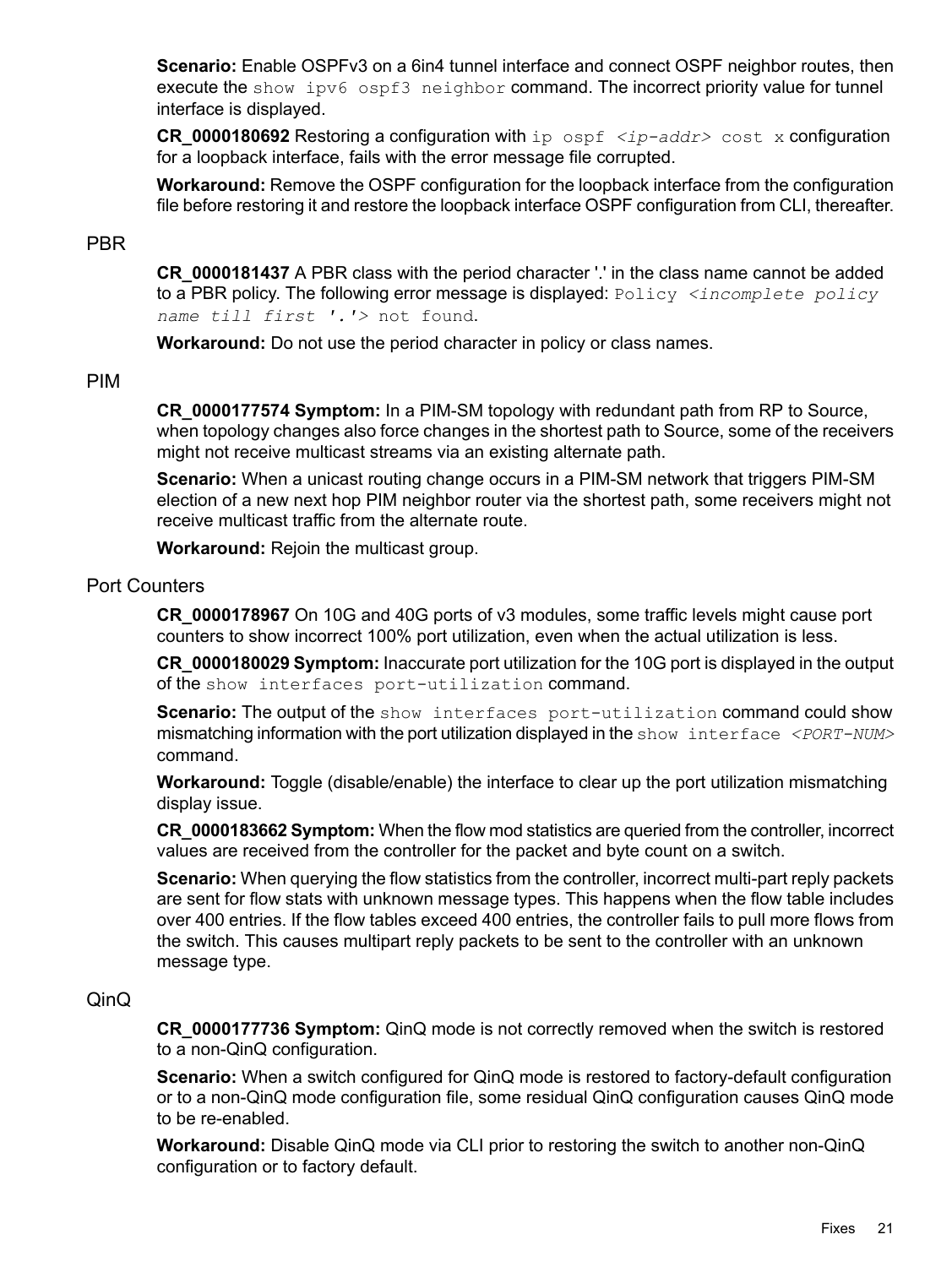**Scenario:** Enable OSPFv3 on a 6in4 tunnel interface and connect OSPF neighbor routes, then execute the `show ipv6 ospf3 neighbor` command. The incorrect priority value for tunnel interface is displayed.

**CR_0000180692** Restoring a configuration with `ip ospf <ip-addr> cost x` configuration for a loopback interface, fails with the error message file corrupted.

**Workaround:** Remove the OSPF configuration for the loopback interface from the configuration file before restoring it and restore the loopback interface OSPF configuration from CLI, thereafter.

## PBR

**CR_0000181437** A PBR class with the period character '.' in the class name cannot be added to a PBR policy. The following error message is displayed: `Policy <incomplete policy name till first '.'> not found`.

**Workaround:** Do not use the period character in policy or class names.

## PIM

**CR_0000177574 Symptom:** In a PIM-SM topology with redundant path from RP to Source, when topology changes also force changes in the shortest path to Source, some of the receivers might not receive multicast streams via an existing alternate path.

**Scenario:** When a unicast routing change occurs in a PIM-SM network that triggers PIM-SM election of a new next hop PIM neighbor router via the shortest path, some receivers might not receive multicast traffic from the alternate route.

**Workaround:** Rejoin the multicast group.

## Port Counters

**CR_0000178967** On 10G and 40G ports of v3 modules, some traffic levels might cause port counters to show incorrect 100% port utilization, even when the actual utilization is less.

**CR_0000180029 Symptom:** Inaccurate port utilization for the 10G port is displayed in the output of the `show interfaces port-utilization` command.

**Scenario:** The output of the `show interfaces port-utilization` command could show mismatching information with the port utilization displayed in the `show interface <PORT-NUM>` command.

**Workaround:** Toggle (disable/enable) the interface to clear up the port utilization mismatching display issue.

**CR_0000183662 Symptom:** When the flow mod statistics are queried from the controller, incorrect values are received from the controller for the packet and byte count on a switch.

**Scenario:** When querying the flow statistics from the controller, incorrect multi-part reply packets are sent for flow stats with unknown message types. This happens when the flow table includes over 400 entries. If the flow tables exceed 400 entries, the controller fails to pull more flows from the switch. This causes multipart reply packets to be sent to the controller with an unknown message type.

## QinQ

**CR_0000177736 Symptom:** QinQ mode is not correctly removed when the switch is restored to a non-QinQ configuration.

**Scenario:** When a switch configured for QinQ mode is restored to factory-default configuration or to a non-QinQ mode configuration file, some residual QinQ configuration causes QinQ mode to be re-enabled.

**Workaround:** Disable QinQ mode via CLI prior to restoring the switch to another non-QinQ configuration or to factory default.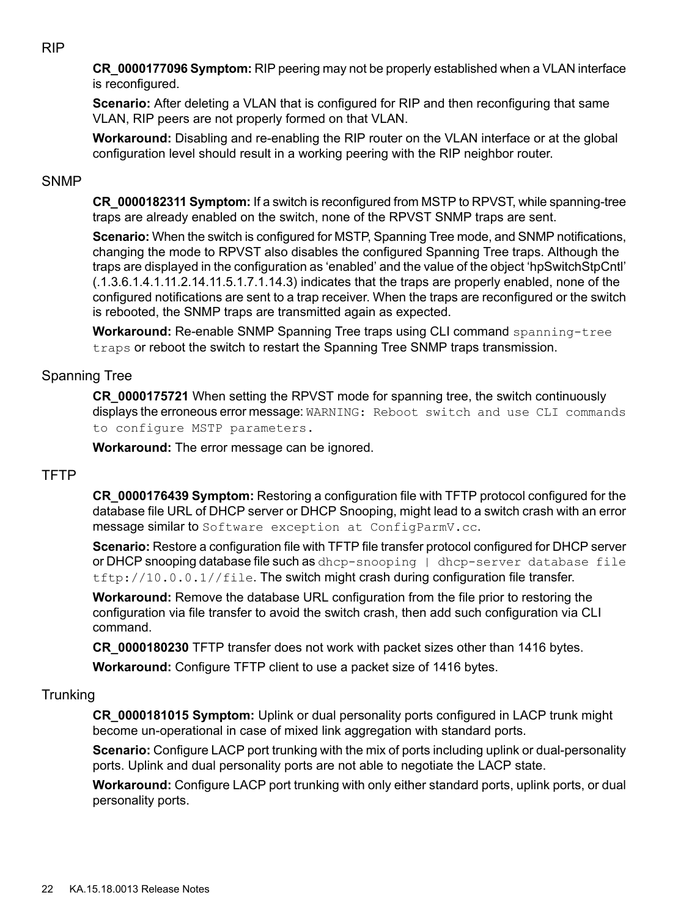## RIP

**CR_0000177096 Symptom:** RIP peering may not be properly established when a VLAN interface is reconfigured.

**Scenario:** After deleting a VLAN that is configured for RIP and then reconfiguring that same VLAN, RIP peers are not properly formed on that VLAN.

**Workaround:** Disabling and re-enabling the RIP router on the VLAN interface or at the global configuration level should result in a working peering with the RIP neighbor router.

## SNMP

**CR_0000182311 Symptom:** If a switch is reconfigured from MSTP to RPVST, while spanning-tree traps are already enabled on the switch, none of the RPVST SNMP traps are sent.

**Scenario:** When the switch is configured for MSTP, Spanning Tree mode, and SNMP notifications, changing the mode to RPVST also disables the configured Spanning Tree traps. Although the traps are displayed in the configuration as 'enabled' and the value of the object 'hpSwitchStpCntl' (.1.3.6.1.4.1.11.2.14.11.5.1.7.1.14.3) indicates that the traps are properly enabled, none of the configured notifications are sent to a trap receiver. When the traps are reconfigured or the switch is rebooted, the SNMP traps are transmitted again as expected.

**Workaround:** Re-enable SNMP Spanning Tree traps using CLI command `spanning-tree traps` or reboot the switch to restart the Spanning Tree SNMP traps transmission.

## Spanning Tree

**CR_0000175721** When setting the RPVST mode for spanning tree, the switch continuously displays the erroneous error message: `WARNING: Reboot switch and use CLI commands to configure MSTP parameters.`

**Workaround:** The error message can be ignored.

## TFTP

**CR_0000176439 Symptom:** Restoring a configuration file with TFTP protocol configured for the database file URL of DHCP server or DHCP Snooping, might lead to a switch crash with an error message similar to `Software exception at ConfigParmV.cc`.

**Scenario:** Restore a configuration file with TFTP file transfer protocol configured for DHCP server or DHCP snooping database file such as `dhcp-snooping | dhcp-server database file tftp://10.0.0.1//file`. The switch might crash during configuration file transfer.

**Workaround:** Remove the database URL configuration from the file prior to restoring the configuration via file transfer to avoid the switch crash, then add such configuration via CLI command.

**CR_0000180230** TFTP transfer does not work with packet sizes other than 1416 bytes.

**Workaround:** Configure TFTP client to use a packet size of 1416 bytes.

## Trunking

**CR_0000181015 Symptom:** Uplink or dual personality ports configured in LACP trunk might become un-operational in case of mixed link aggregation with standard ports.

**Scenario:** Configure LACP port trunking with the mix of ports including uplink or dual-personality ports. Uplink and dual personality ports are not able to negotiate the LACP state.

**Workaround:** Configure LACP port trunking with only either standard ports, uplink ports, or dual personality ports.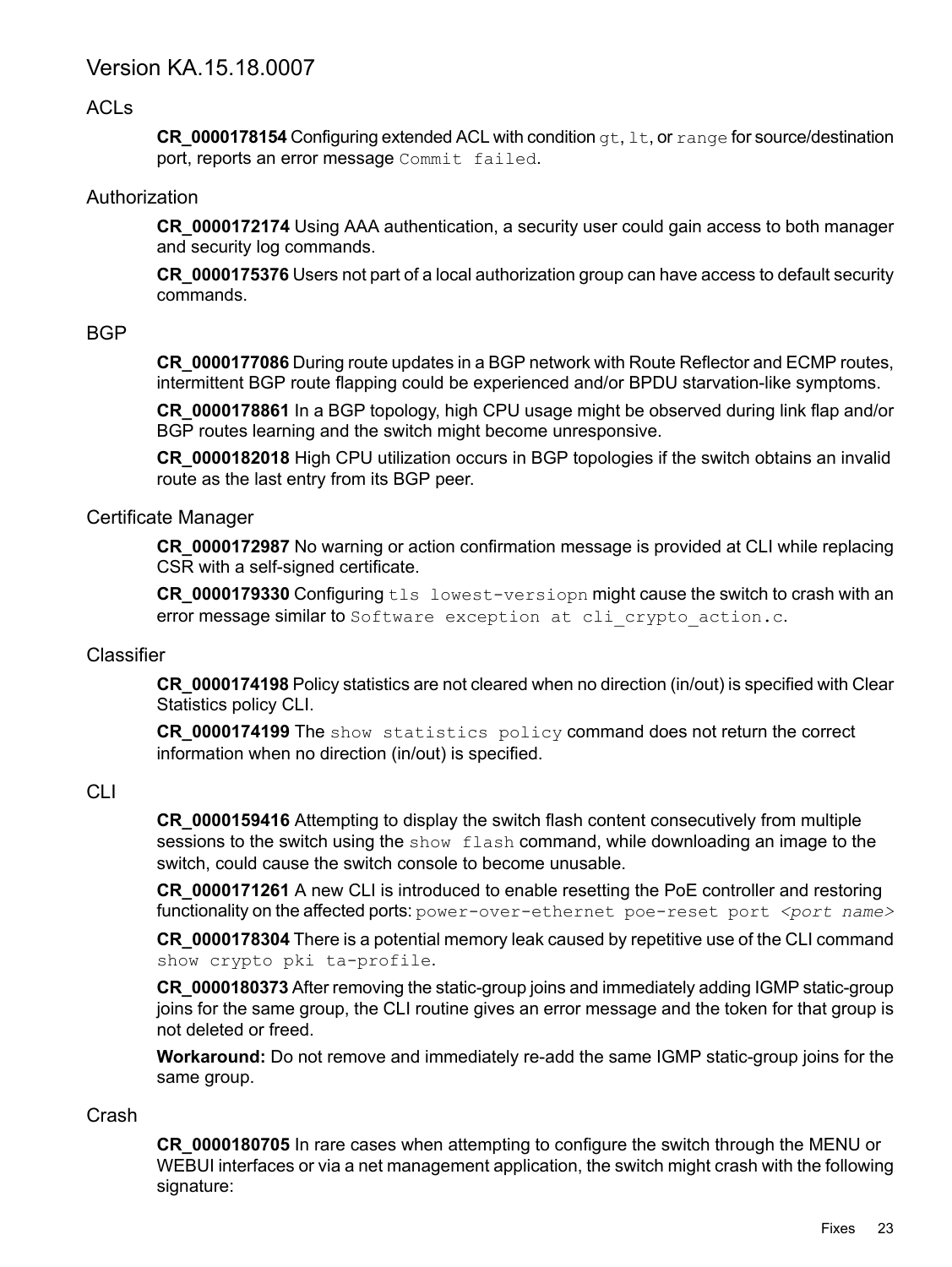## Version KA.15.18.0007

### ACLs

**CR_0000178154** Configuring extended ACL with condition `gt`, `lt`, or `range` for source/destination port, reports an error message `Commit failed`.

### Authorization

**CR_0000172174** Using AAA authentication, a security user could gain access to both manager and security log commands.

**CR_0000175376** Users not part of a local authorization group can have access to default security commands.

### BGP

**CR_0000177086** During route updates in a BGP network with Route Reflector and ECMP routes, intermittent BGP route flapping could be experienced and/or BPDU starvation-like symptoms.

**CR_0000178861** In a BGP topology, high CPU usage might be observed during link flap and/or BGP routes learning and the switch might become unresponsive.

**CR_0000182018** High CPU utilization occurs in BGP topologies if the switch obtains an invalid route as the last entry from its BGP peer.

### Certificate Manager

**CR_0000172987** No warning or action confirmation message is provided at CLI while replacing CSR with a self-signed certificate.

**CR_0000179330** Configuring `tls lowest-versiopn` might cause the switch to crash with an error message similar to `Software exception at cli_crypto_action.c`.

### Classifier

**CR_0000174198** Policy statistics are not cleared when no direction (in/out) is specified with Clear Statistics policy CLI.

**CR_0000174199** The `show statistics policy` command does not return the correct information when no direction (in/out) is specified.

### CLI

**CR_0000159416** Attempting to display the switch flash content consecutively from multiple sessions to the switch using the `show flash` command, while downloading an image to the switch, could cause the switch console to become unusable.

**CR_0000171261** A new CLI is introduced to enable resetting the PoE controller and restoring functionality on the affected ports: `power-over-ethernet poe-reset port <port name>`

**CR_0000178304** There is a potential memory leak caused by repetitive use of the CLI command `show crypto pki ta-profile`.

**CR_0000180373** After removing the static-group joins and immediately adding IGMP static-group joins for the same group, the CLI routine gives an error message and the token for that group is not deleted or freed.

**Workaround:** Do not remove and immediately re-add the same IGMP static-group joins for the same group.

### Crash

**CR_0000180705** In rare cases when attempting to configure the switch through the MENU or WEBUI interfaces or via a net management application, the switch might crash with the following signature: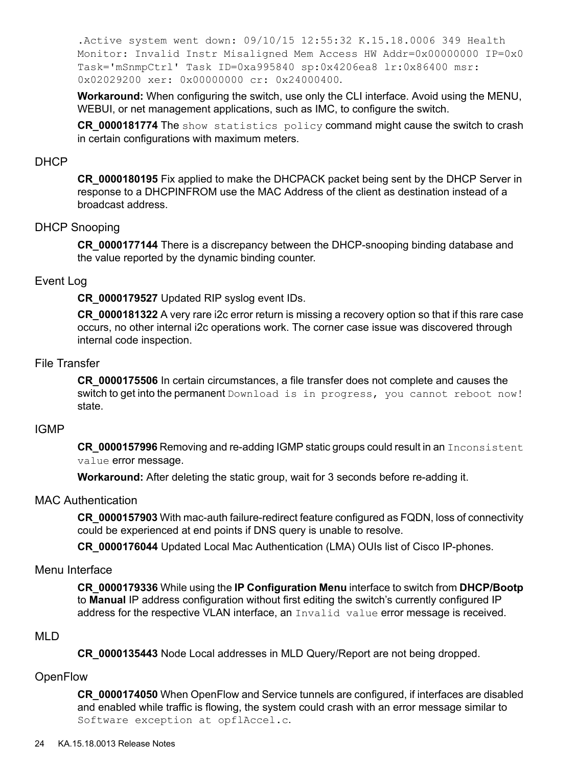`.Active system went down: 09/10/15 12:55:32 K.15.18.0006 349 Health Monitor: Invalid Instr Misaligned Mem Access HW Addr=0x00000000 IP=0x0 Task='mSnmpCtrl' Task ID=0xa995840 sp:0x4206ea8 lr:0x86400 msr: 0x02029200 xer: 0x00000000 cr: 0x24000400`.

**Workaround:** When configuring the switch, use only the CLI interface. Avoid using the MENU, WEBUI, or net management applications, such as IMC, to configure the switch.

**CR_0000181774** The `show statistics policy` command might cause the switch to crash in certain configurations with maximum meters.

## DHCP

**CR_0000180195** Fix applied to make the DHCPACK packet being sent by the DHCP Server in response to a DHCPINFROM use the MAC Address of the client as destination instead of a broadcast address.

## DHCP Snooping

**CR_0000177144** There is a discrepancy between the DHCP-snooping binding database and the value reported by the dynamic binding counter.

## Event Log

**CR_0000179527** Updated RIP syslog event IDs.

**CR_0000181322** A very rare i2c error return is missing a recovery option so that if this rare case occurs, no other internal i2c operations work. The corner case issue was discovered through internal code inspection.

## File Transfer

**CR_0000175506** In certain circumstances, a file transfer does not complete and causes the switch to get into the permanent `Download is in progress, you cannot reboot now!` state.

## IGMP

**CR_0000157996** Removing and re-adding IGMP static groups could result in an `Inconsistent value` error message.

**Workaround:** After deleting the static group, wait for 3 seconds before re-adding it.

## MAC Authentication

**CR_0000157903** With mac-auth failure-redirect feature configured as FQDN, loss of connectivity could be experienced at end points if DNS query is unable to resolve.

**CR_0000176044** Updated Local Mac Authentication (LMA) OUIs list of Cisco IP-phones.

## Menu Interface

**CR_0000179336** While using the **IP Configuration Menu** interface to switch from **DHCP/Bootp** to **Manual** IP address configuration without first editing the switch's currently configured IP address for the respective VLAN interface, an `Invalid value` error message is received.

## MLD

**CR_0000135443** Node Local addresses in MLD Query/Report are not being dropped.

## OpenFlow

**CR_0000174050** When OpenFlow and Service tunnels are configured, if interfaces are disabled and enabled while traffic is flowing, the system could crash with an error message similar to `Software exception at oflAccel.c`.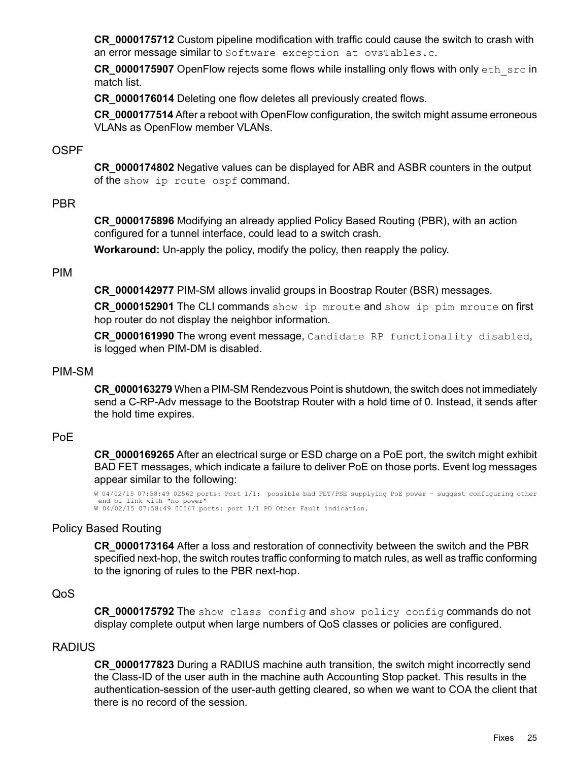**CR_0000175712** Custom pipeline modification with traffic could cause the switch to crash with an error message similar to `Software exception at ovsTables.c`.

**CR_0000175907** OpenFlow rejects some flows while installing only flows with only `eth_src` in match list.

**CR_0000176014** Deleting one flow deletes all previously created flows.

**CR_0000177514** After a reboot with OpenFlow configuration, the switch might assume erroneous VLANs as OpenFlow member VLANs.

## OSPF

**CR_0000174802** Negative values can be displayed for ABR and ASBR counters in the output of the `show ip route ospf` command.

## PBR

**CR_0000175896** Modifying an already applied Policy Based Routing (PBR), with an action configured for a tunnel interface, could lead to a switch crash.

**Workaround:** Un-apply the policy, modify the policy, then reapply the policy.

## PIM

**CR_0000142977** PIM-SM allows invalid groups in Boostrap Router (BSR) messages.

**CR_0000152901** The CLI commands `show ip mroute` and `show ip pim mroute` on first hop router do not display the neighbor information.

**CR_0000161990** The wrong event message, `Candidate RP functionality disabled`, is logged when PIM-DM is disabled.

## PIM-SM

**CR_0000163279** When a PIM-SM Rendezvous Point is shutdown, the switch does not immediately send a C-RP-Adv message to the Bootstrap Router with a hold time of 0. Instead, it sends after the hold time expires.

## PoE

**CR_0000169265** After an electrical surge or ESD charge on a PoE port, the switch might exhibit BAD FET messages, which indicate a failure to deliver PoE on those ports. Event log messages appear similar to the following:

```
W 04/02/15 07:58:49 02562 ports: Port 1/1:  possible bad FET/PSE supplying PoE power - suggest configuring other
 end of link with "no power"
W 04/02/15 07:58:49 00567 ports: port 1/1 PD Other Fault indication.
```

## Policy Based Routing

**CR_0000173164** After a loss and restoration of connectivity between the switch and the PBR specified next-hop, the switch routes traffic conforming to match rules, as well as traffic conforming to the ignoring of rules to the PBR next-hop.

## QoS

**CR_0000175792** The `show class config` and `show policy config` commands do not display complete output when large numbers of QoS classes or policies are configured.

## RADIUS

**CR_0000177823** During a RADIUS machine auth transition, the switch might incorrectly send the Class-ID of the user auth in the machine auth Accounting Stop packet. This results in the authentication-session of the user-auth getting cleared, so when we want to COA the client that there is no record of the session.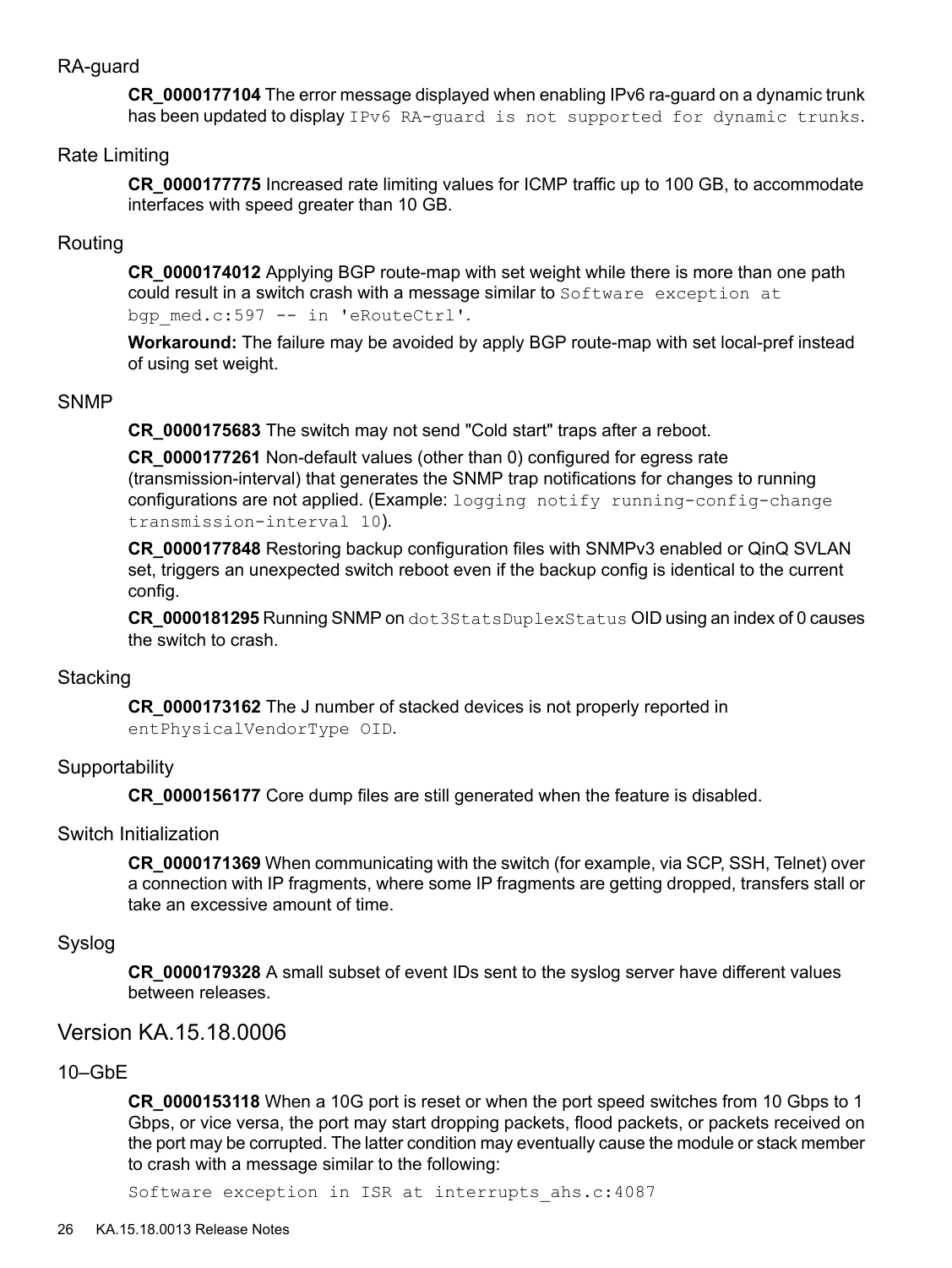### RA-guard

**CR_0000177104** The error message displayed when enabling IPv6 ra-guard on a dynamic trunk has been updated to display `IPv6 RA-guard is not supported for dynamic trunks`.

### Rate Limiting

**CR_0000177775** Increased rate limiting values for ICMP traffic up to 100 GB, to accommodate interfaces with speed greater than 10 GB.

### Routing

**CR_0000174012** Applying BGP route-map with set weight while there is more than one path could result in a switch crash with a message similar to `Software exception at bgp_med.c:597 -- in 'eRouteCtrl'`.

**Workaround:** The failure may be avoided by apply BGP route-map with set local-pref instead of using set weight.

### SNMP

**CR_0000175683** The switch may not send "Cold start" traps after a reboot.

**CR_0000177261** Non-default values (other than 0) configured for egress rate (transmission-interval) that generates the SNMP trap notifications for changes to running configurations are not applied. (Example: `logging notify running-config-change transmission-interval 10`).

**CR_0000177848** Restoring backup configuration files with SNMPv3 enabled or QinQ SVLAN set, triggers an unexpected switch reboot even if the backup config is identical to the current config.

**CR_0000181295** Running SNMP on `dot3StatsDuplexStatus` OID using an index of 0 causes the switch to crash.

### Stacking

**CR_0000173162** The J number of stacked devices is not properly reported in `entPhysicalVendorType OID`.

### Supportability

**CR_0000156177** Core dump files are still generated when the feature is disabled.

### Switch Initialization

**CR_0000171369** When communicating with the switch (for example, via SCP, SSH, Telnet) over a connection with IP fragments, where some IP fragments are getting dropped, transfers stall or take an excessive amount of time.

### Syslog

**CR_0000179328** A small subset of event IDs sent to the syslog server have different values between releases.

## Version KA.15.18.0006

### 10–GbE

**CR_0000153118** When a 10G port is reset or when the port speed switches from 10 Gbps to 1 Gbps, or vice versa, the port may start dropping packets, flood packets, or packets received on the port may be corrupted. The latter condition may eventually cause the module or stack member to crash with a message similar to the following:

```
Software exception in ISR at interrupts_ahs.c:4087
```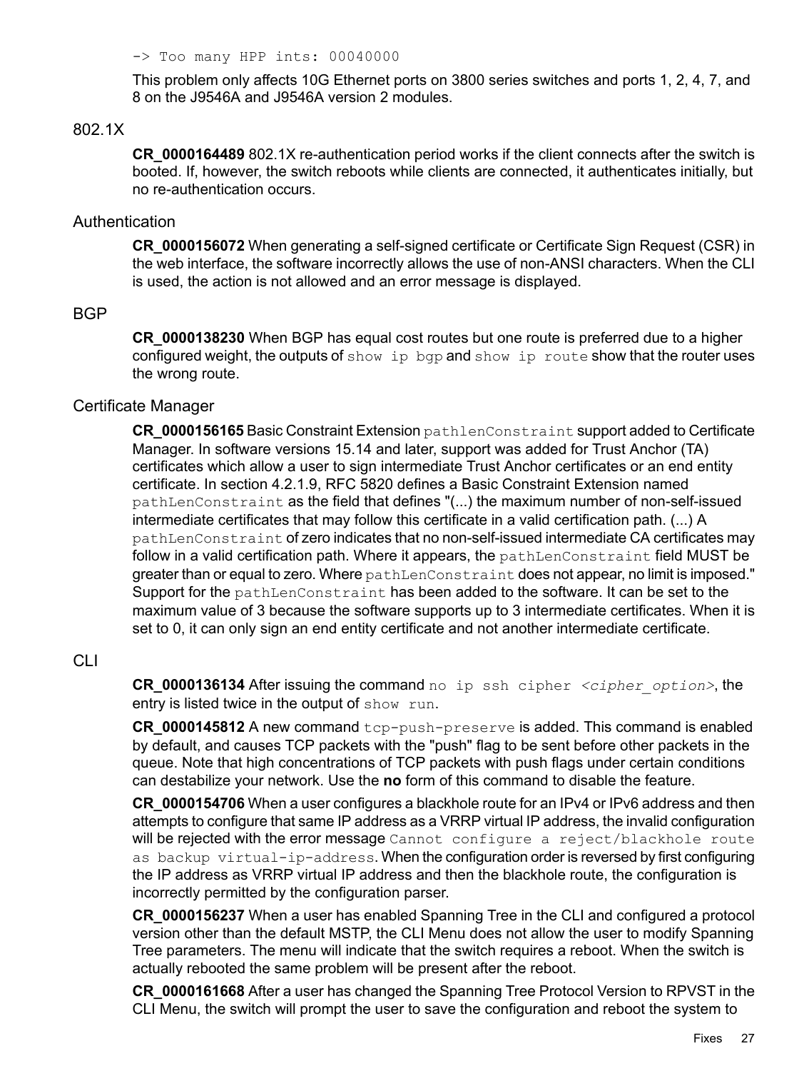```
-> Too many HPP ints: 00040000
```

This problem only affects 10G Ethernet ports on 3800 series switches and ports 1, 2, 4, 7, and 8 on the J9546A and J9546A version 2 modules.

## 802.1X

**CR_0000164489** 802.1X re-authentication period works if the client connects after the switch is booted. If, however, the switch reboots while clients are connected, it authenticates initially, but no re-authentication occurs.

## Authentication

**CR_0000156072** When generating a self-signed certificate or Certificate Sign Request (CSR) in the web interface, the software incorrectly allows the use of non-ANSI characters. When the CLI is used, the action is not allowed and an error message is displayed.

## BGP

**CR_0000138230** When BGP has equal cost routes but one route is preferred due to a higher configured weight, the outputs of `show ip bgp` and `show ip route` show that the router uses the wrong route.

## Certificate Manager

**CR_0000156165** Basic Constraint Extension `pathlenConstraint` support added to Certificate Manager. In software versions 15.14 and later, support was added for Trust Anchor (TA) certificates which allow a user to sign intermediate Trust Anchor certificates or an end entity certificate. In section 4.2.1.9, RFC 5820 defines a Basic Constraint Extension named `pathLenConstraint` as the field that defines "(...) the maximum number of non-self-issued intermediate certificates that may follow this certificate in a valid certification path. (...) A `pathLenConstraint` of zero indicates that no non-self-issued intermediate CA certificates may follow in a valid certification path. Where it appears, the `pathLenConstraint` field MUST be greater than or equal to zero. Where `pathLenConstraint` does not appear, no limit is imposed." Support for the `pathLenConstraint` has been added to the software. It can be set to the maximum value of 3 because the software supports up to 3 intermediate certificates. When it is set to 0, it can only sign an end entity certificate and not another intermediate certificate.

## CLI

**CR_0000136134** After issuing the command `no ip ssh cipher <cipher_option>`, the entry is listed twice in the output of `show run`.

**CR_0000145812** A new command `tcp-push-preserve` is added. This command is enabled by default, and causes TCP packets with the "push" flag to be sent before other packets in the queue. Note that high concentrations of TCP packets with push flags under certain conditions can destabilize your network. Use the **no** form of this command to disable the feature.

**CR_0000154706** When a user configures a blackhole route for an IPv4 or IPv6 address and then attempts to configure that same IP address as a VRRP virtual IP address, the invalid configuration will be rejected with the error message `Cannot configure a reject/blackhole route as backup virtual-ip-address`. When the configuration order is reversed by first configuring the IP address as VRRP virtual IP address and then the blackhole route, the configuration is incorrectly permitted by the configuration parser.

**CR_0000156237** When a user has enabled Spanning Tree in the CLI and configured a protocol version other than the default MSTP, the CLI Menu does not allow the user to modify Spanning Tree parameters. The menu will indicate that the switch requires a reboot. When the switch is actually rebooted the same problem will be present after the reboot.

**CR_0000161668** After a user has changed the Spanning Tree Protocol Version to RPVST in the CLI Menu, the switch will prompt the user to save the configuration and reboot the system to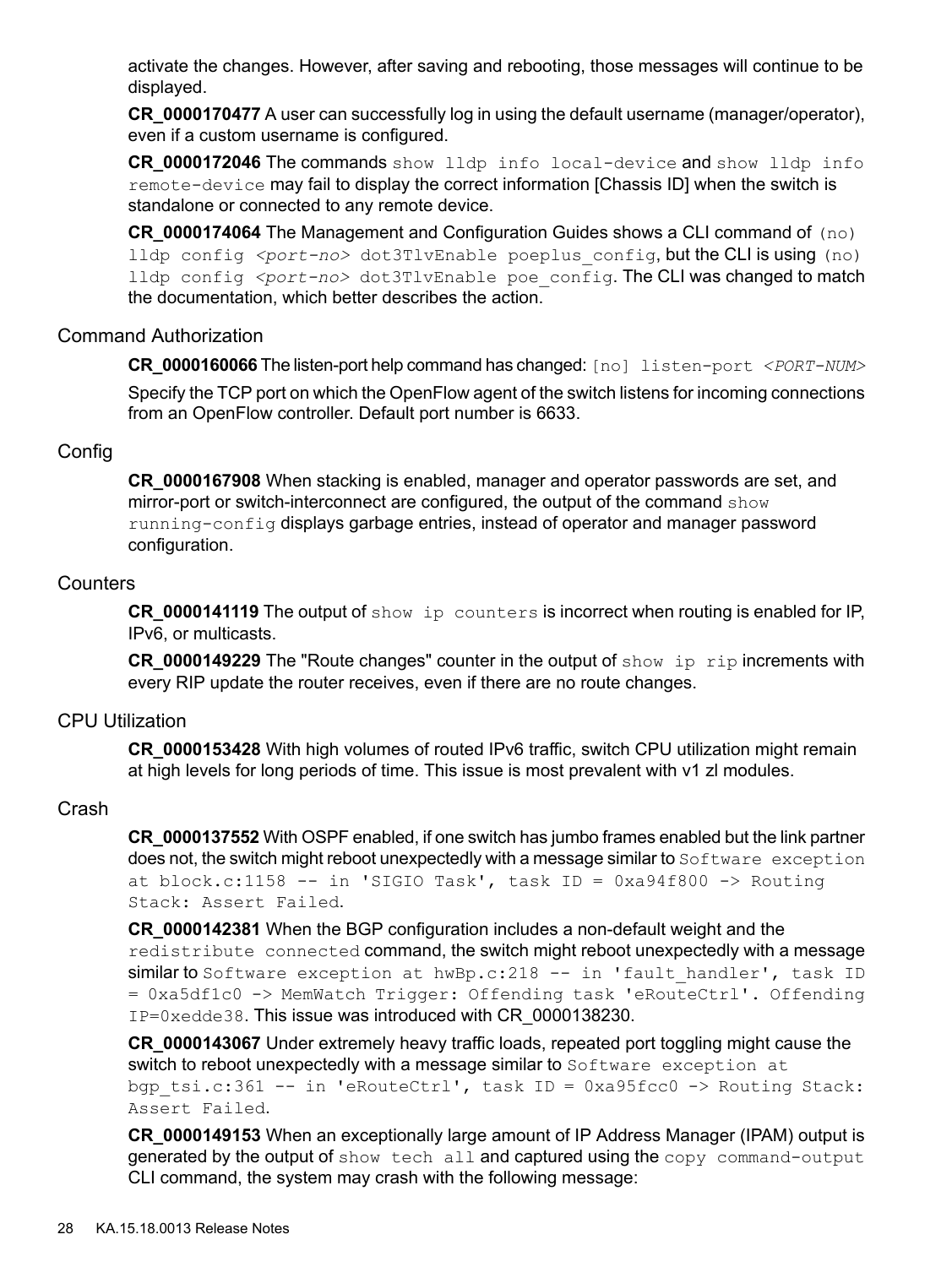activate the changes. However, after saving and rebooting, those messages will continue to be displayed.

**CR_0000170477** A user can successfully log in using the default username (manager/operator), even if a custom username is configured.

**CR_0000172046** The commands `show lldp info local-device` and `show lldp info remote-device` may fail to display the correct information [Chassis ID] when the switch is standalone or connected to any remote device.

**CR_0000174064** The Management and Configuration Guides shows a CLI command of `(no) lldp config <port-no> dot3TlvEnable poeplus_config`, but the CLI is using `(no) lldp config <port-no> dot3TlvEnable poe_config`. The CLI was changed to match the documentation, which better describes the action.

## Command Authorization

**CR_0000160066** The listen-port help command has changed: `[no] listen-port <PORT-NUM>`

Specify the TCP port on which the OpenFlow agent of the switch listens for incoming connections from an OpenFlow controller. Default port number is 6633.

## Config

**CR_0000167908** When stacking is enabled, manager and operator passwords are set, and mirror-port or switch-interconnect are configured, the output of the command `show running-config` displays garbage entries, instead of operator and manager password configuration.

## Counters

**CR_0000141119** The output of `show ip counters` is incorrect when routing is enabled for IP, IPv6, or multicasts.

**CR_0000149229** The "Route changes" counter in the output of `show ip rip` increments with every RIP update the router receives, even if there are no route changes.

## CPU Utilization

**CR_0000153428** With high volumes of routed IPv6 traffic, switch CPU utilization might remain at high levels for long periods of time. This issue is most prevalent with v1 zl modules.

## Crash

**CR_0000137552** With OSPF enabled, if one switch has jumbo frames enabled but the link partner does not, the switch might reboot unexpectedly with a message similar to `Software exception at block.c:1158 -- in 'SIGIO Task', task ID = 0xa94f800 -> Routing Stack: Assert Failed`.

**CR_0000142381** When the BGP configuration includes a non-default weight and the `redistribute connected` command, the switch might reboot unexpectedly with a message similar to `Software exception at hwBp.c:218 -- in 'fault_handler', task ID = 0xa5df1c0 -> MemWatch Trigger: Offending task 'eRouteCtrl'. Offending IP=0xedde38`. This issue was introduced with CR_0000138230.

**CR_0000143067** Under extremely heavy traffic loads, repeated port toggling might cause the switch to reboot unexpectedly with a message similar to `Software exception at bgp_tsi.c:361 -- in 'eRouteCtrl', task ID = 0xa95fcc0 -> Routing Stack: Assert Failed`.

**CR_0000149153** When an exceptionally large amount of IP Address Manager (IPAM) output is generated by the output of `show tech all` and captured using the `copy command-output` CLI command, the system may crash with the following message: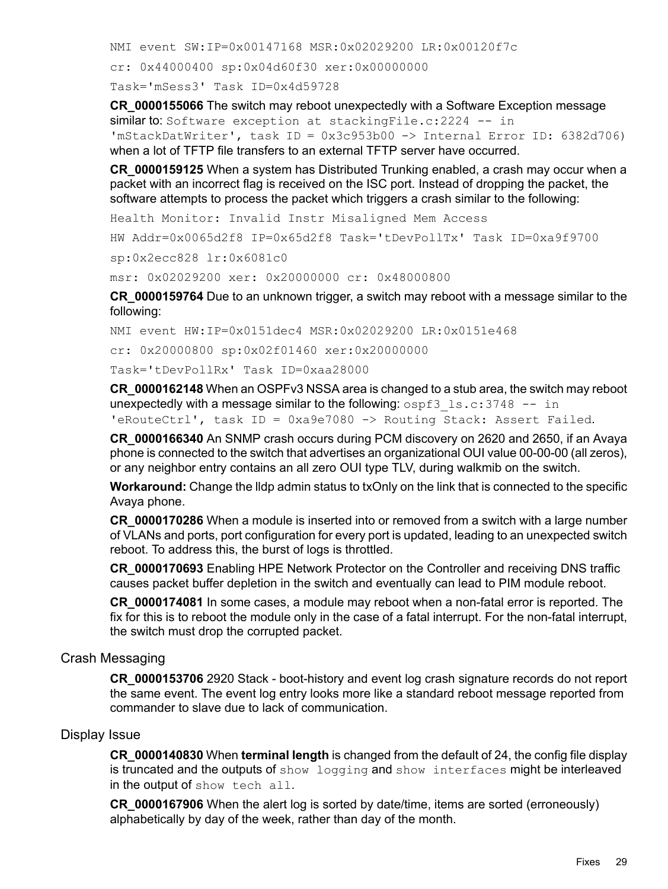```
NMI event SW:IP=0x00147168 MSR:0x02029200 LR:0x00120f7c
cr: 0x44000400 sp:0x04d60f30 xer:0x00000000
Task='mSess3' Task ID=0x4d59728
```

**CR_0000155066** The switch may reboot unexpectedly with a Software Exception message similar to: `Software exception at stackingFile.c:2224 -- in 'mStackDatWriter', task ID = 0x3c953b00 -> Internal Error ID: 6382d706)` when a lot of TFTP file transfers to an external TFTP server have occurred.

**CR_0000159125** When a system has Distributed Trunking enabled, a crash may occur when a packet with an incorrect flag is received on the ISC port. Instead of dropping the packet, the software attempts to process the packet which triggers a crash similar to the following:

```
Health Monitor: Invalid Instr Misaligned Mem Access
HW Addr=0x0065d2f8 IP=0x65d2f8 Task='tDevPollTx' Task ID=0xa9f9700
sp:0x2ecc828 lr:0x6081c0
msr: 0x02029200 xer: 0x20000000 cr: 0x48000800
```

**CR_0000159764** Due to an unknown trigger, a switch may reboot with a message similar to the following:

```
NMI event HW:IP=0x0151dec4 MSR:0x02029200 LR:0x0151e468
cr: 0x20000800 sp:0x02f01460 xer:0x20000000
Task='tDevPollRx' Task ID=0xaa28000
```

**CR_0000162148** When an OSPFv3 NSSA area is changed to a stub area, the switch may reboot unexpectedly with a message similar to the following: `ospf3_ls.c:3748 -- in 'eRouteCtrl', task ID = 0xa9e7080 -> Routing Stack: Assert Failed`.

**CR_0000166340** An SNMP crash occurs during PCM discovery on 2620 and 2650, if an Avaya phone is connected to the switch that advertises an organizational OUI value 00-00-00 (all zeros), or any neighbor entry contains an all zero OUI type TLV, during walkmib on the switch.

**Workaround:** Change the lldp admin status to txOnly on the link that is connected to the specific Avaya phone.

**CR_0000170286** When a module is inserted into or removed from a switch with a large number of VLANs and ports, port configuration for every port is updated, leading to an unexpected switch reboot. To address this, the burst of logs is throttled.

**CR_0000170693** Enabling HPE Network Protector on the Controller and receiving DNS traffic causes packet buffer depletion in the switch and eventually can lead to PIM module reboot.

**CR_0000174081** In some cases, a module may reboot when a non-fatal error is reported. The fix for this is to reboot the module only in the case of a fatal interrupt. For the non-fatal interrupt, the switch must drop the corrupted packet.

### Crash Messaging

**CR_0000153706** 2920 Stack - boot-history and event log crash signature records do not report the same event. The event log entry looks more like a standard reboot message reported from commander to slave due to lack of communication.

### Display Issue

**CR_0000140830** When **terminal length** is changed from the default of 24, the config file display is truncated and the outputs of `show logging` and `show interfaces` might be interleaved in the output of `show tech all`.

**CR_0000167906** When the alert log is sorted by date/time, items are sorted (erroneously) alphabetically by day of the week, rather than day of the month.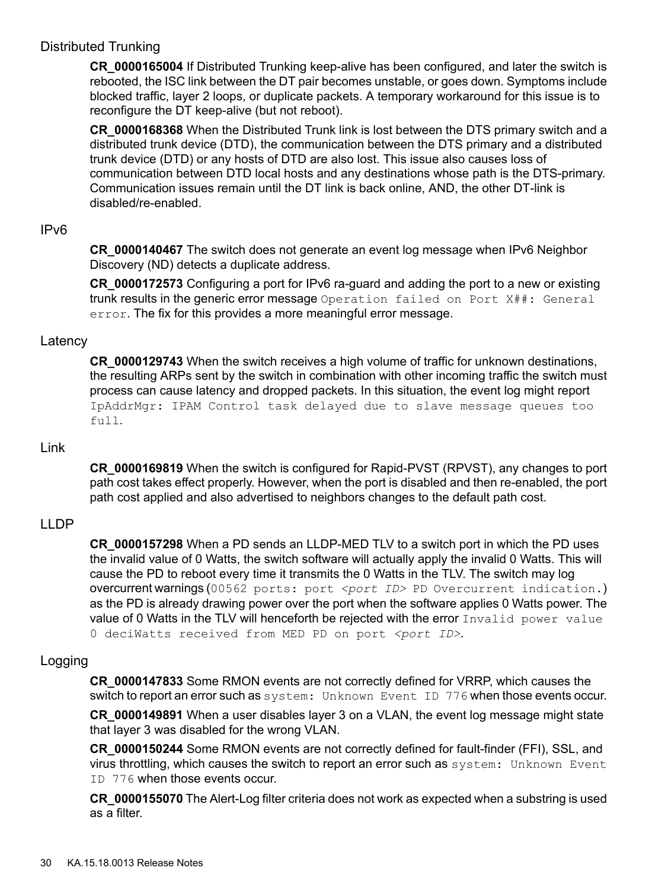## Distributed Trunking

**CR_0000165004** If Distributed Trunking keep-alive has been configured, and later the switch is rebooted, the ISC link between the DT pair becomes unstable, or goes down. Symptoms include blocked traffic, layer 2 loops, or duplicate packets. A temporary workaround for this issue is to reconfigure the DT keep-alive (but not reboot).

**CR_0000168368** When the Distributed Trunk link is lost between the DTS primary switch and a distributed trunk device (DTD), the communication between the DTS primary and a distributed trunk device (DTD) or any hosts of DTD are also lost. This issue also causes loss of communication between DTD local hosts and any destinations whose path is the DTS-primary. Communication issues remain until the DT link is back online, AND, the other DT-link is disabled/re-enabled.

## IPv6

**CR_0000140467** The switch does not generate an event log message when IPv6 Neighbor Discovery (ND) detects a duplicate address.

**CR_0000172573** Configuring a port for IPv6 ra-guard and adding the port to a new or existing trunk results in the generic error message `Operation failed on Port X##: General error`. The fix for this provides a more meaningful error message.

## Latency

**CR_0000129743** When the switch receives a high volume of traffic for unknown destinations, the resulting ARPs sent by the switch in combination with other incoming traffic the switch must process can cause latency and dropped packets. In this situation, the event log might report `IpAddrMgr: IPAM Control task delayed due to slave message queues too full`.

## Link

**CR_0000169819** When the switch is configured for Rapid-PVST (RPVST), any changes to port path cost takes effect properly. However, when the port is disabled and then re-enabled, the port path cost applied and also advertised to neighbors changes to the default path cost.

## LLDP

**CR_0000157298** When a PD sends an LLDP-MED TLV to a switch port in which the PD uses the invalid value of 0 Watts, the switch software will actually apply the invalid 0 Watts. This will cause the PD to reboot every time it transmits the 0 Watts in the TLV. The switch may log overcurrent warnings (`00562 ports: port <port ID> PD Overcurrent indication.`) as the PD is already drawing power over the port when the software applies 0 Watts power. The value of 0 Watts in the TLV will henceforth be rejected with the error `Invalid power value 0 deciWatts received from MED PD on port <port ID>`.

## Logging

**CR_0000147833** Some RMON events are not correctly defined for VRRP, which causes the switch to report an error such as `system: Unknown Event ID 776` when those events occur.

**CR_0000149891** When a user disables layer 3 on a VLAN, the event log message might state that layer 3 was disabled for the wrong VLAN.

**CR_0000150244** Some RMON events are not correctly defined for fault-finder (FFI), SSL, and virus throttling, which causes the switch to report an error such as `system: Unknown Event ID 776` when those events occur.

**CR_0000155070** The Alert-Log filter criteria does not work as expected when a substring is used as a filter.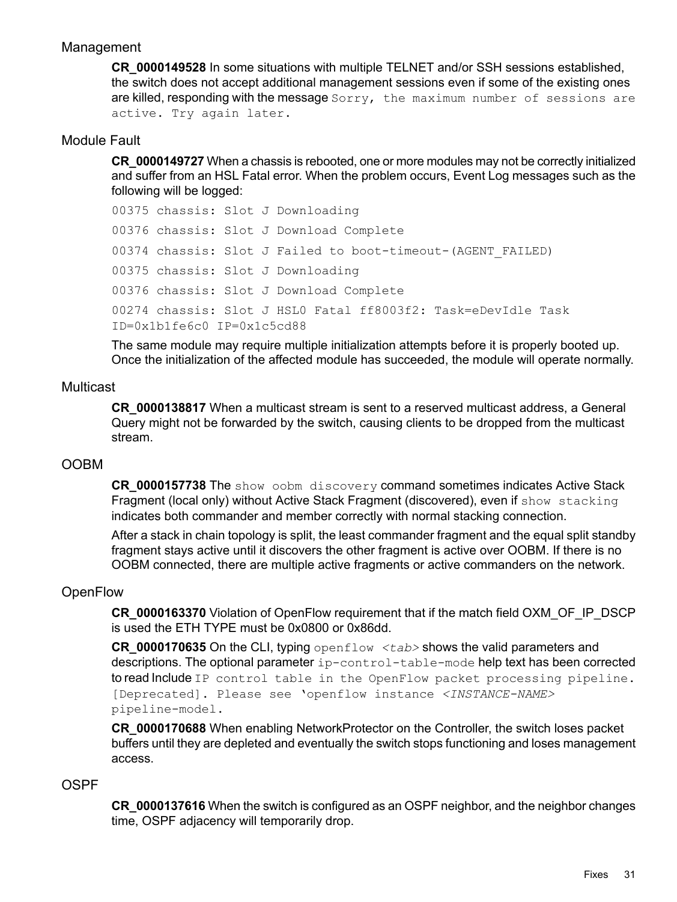### Management

**CR_0000149528** In some situations with multiple TELNET and/or SSH sessions established, the switch does not accept additional management sessions even if some of the existing ones are killed, responding with the message `Sorry, the maximum number of sessions are active. Try again later.`

### Module Fault

**CR_0000149727** When a chassis is rebooted, one or more modules may not be correctly initialized and suffer from an HSL Fatal error. When the problem occurs, Event Log messages such as the following will be logged:

```
00375 chassis: Slot J Downloading
00376 chassis: Slot J Download Complete
00374 chassis: Slot J Failed to boot-timeout-(AGENT_FAILED)
00375 chassis: Slot J Downloading
00376 chassis: Slot J Download Complete
00274 chassis: Slot J HSL0 Fatal ff8003f2: Task=eDevIdle Task
ID=0x1b1fe6c0 IP=0x1c5cd88
```

The same module may require multiple initialization attempts before it is properly booted up. Once the initialization of the affected module has succeeded, the module will operate normally.

### Multicast

**CR_0000138817** When a multicast stream is sent to a reserved multicast address, a General Query might not be forwarded by the switch, causing clients to be dropped from the multicast stream.

### OOBM

**CR_0000157738** The `show oobm discovery` command sometimes indicates Active Stack Fragment (local only) without Active Stack Fragment (discovered), even if `show stacking` indicates both commander and member correctly with normal stacking connection.

After a stack in chain topology is split, the least commander fragment and the equal split standby fragment stays active until it discovers the other fragment is active over OOBM. If there is no OOBM connected, there are multiple active fragments or active commanders on the network.

### OpenFlow

**CR_0000163370** Violation of OpenFlow requirement that if the match field OXM_OF_IP_DSCP is used the ETH TYPE must be 0x0800 or 0x86dd.

**CR_0000170635** On the CLI, typing `openflow` *`<tab>`* shows the valid parameters and descriptions. The optional parameter `ip-control-table-mode` help text has been corrected to read Include `IP control table in the OpenFlow packet processing pipeline. [Deprecated]. Please see 'openflow instance` *`<INSTANCE-NAME>`* `pipeline-model.`

**CR_0000170688** When enabling NetworkProtector on the Controller, the switch loses packet buffers until they are depleted and eventually the switch stops functioning and loses management access.

### OSPF

**CR_0000137616** When the switch is configured as an OSPF neighbor, and the neighbor changes time, OSPF adjacency will temporarily drop.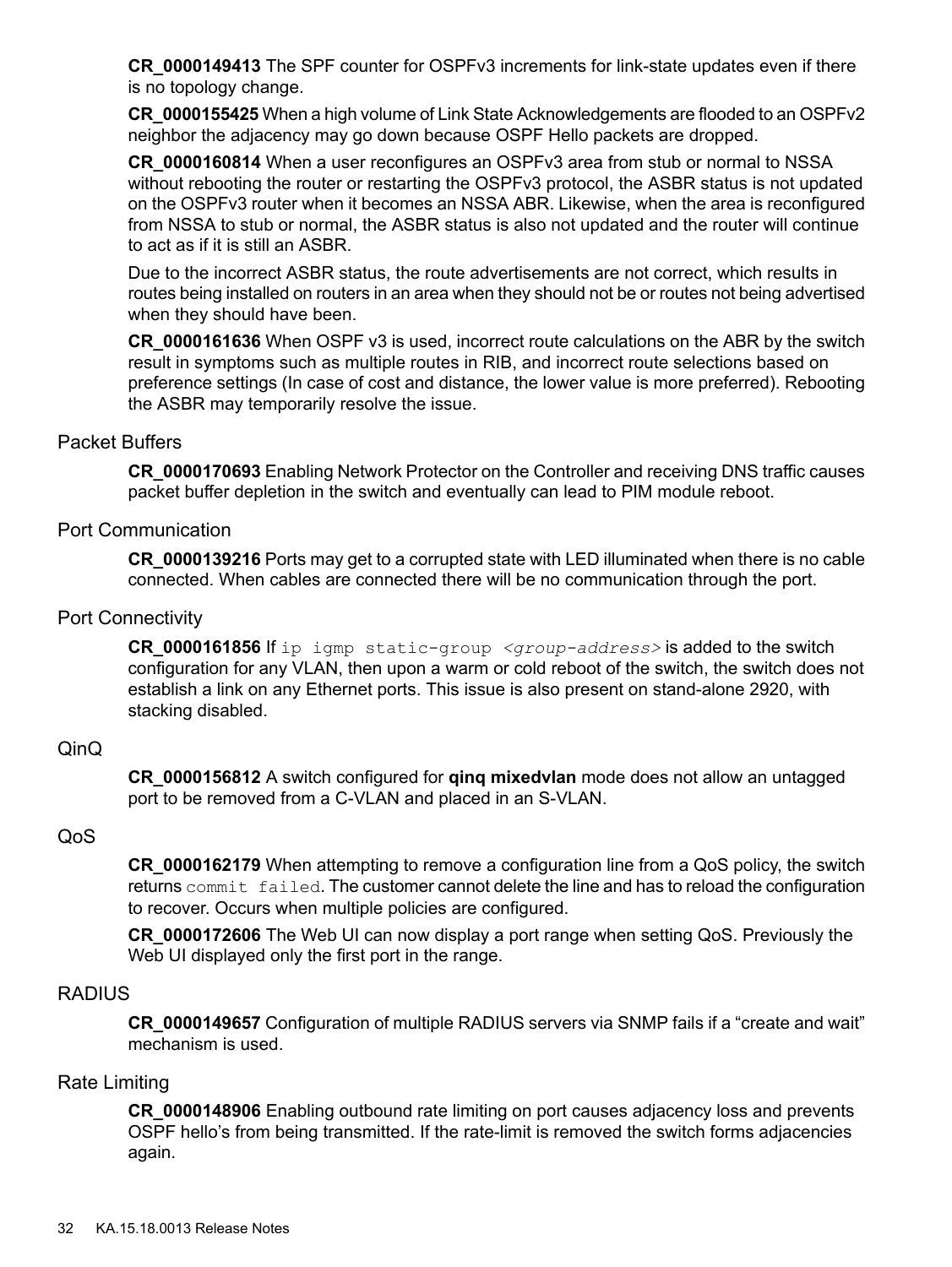**CR_0000149413** The SPF counter for OSPFv3 increments for link-state updates even if there is no topology change.

**CR_0000155425** When a high volume of Link State Acknowledgements are flooded to an OSPFv2 neighbor the adjacency may go down because OSPF Hello packets are dropped.

**CR_0000160814** When a user reconfigures an OSPFv3 area from stub or normal to NSSA without rebooting the router or restarting the OSPFv3 protocol, the ASBR status is not updated on the OSPFv3 router when it becomes an NSSA ABR. Likewise, when the area is reconfigured from NSSA to stub or normal, the ASBR status is also not updated and the router will continue to act as if it is still an ASBR.

Due to the incorrect ASBR status, the route advertisements are not correct, which results in routes being installed on routers in an area when they should not be or routes not being advertised when they should have been.

**CR_0000161636** When OSPF v3 is used, incorrect route calculations on the ABR by the switch result in symptoms such as multiple routes in RIB, and incorrect route selections based on preference settings (In case of cost and distance, the lower value is more preferred). Rebooting the ASBR may temporarily resolve the issue.

### Packet Buffers

**CR_0000170693** Enabling Network Protector on the Controller and receiving DNS traffic causes packet buffer depletion in the switch and eventually can lead to PIM module reboot.

### Port Communication

**CR_0000139216** Ports may get to a corrupted state with LED illuminated when there is no cable connected. When cables are connected there will be no communication through the port.

### Port Connectivity

**CR_0000161856** If `ip igmp static-group <group-address>` is added to the switch configuration for any VLAN, then upon a warm or cold reboot of the switch, the switch does not establish a link on any Ethernet ports. This issue is also present on stand-alone 2920, with stacking disabled.

### QinQ

**CR_0000156812** A switch configured for **qinq mixedvlan** mode does not allow an untagged port to be removed from a C-VLAN and placed in an S-VLAN.

### QoS

**CR_0000162179** When attempting to remove a configuration line from a QoS policy, the switch returns `commit failed`. The customer cannot delete the line and has to reload the configuration to recover. Occurs when multiple policies are configured.

**CR_0000172606** The Web UI can now display a port range when setting QoS. Previously the Web UI displayed only the first port in the range.

### RADIUS

**CR_0000149657** Configuration of multiple RADIUS servers via SNMP fails if a “create and wait” mechanism is used.

### Rate Limiting

**CR_0000148906** Enabling outbound rate limiting on port causes adjacency loss and prevents OSPF hello’s from being transmitted. If the rate-limit is removed the switch forms adjacencies again.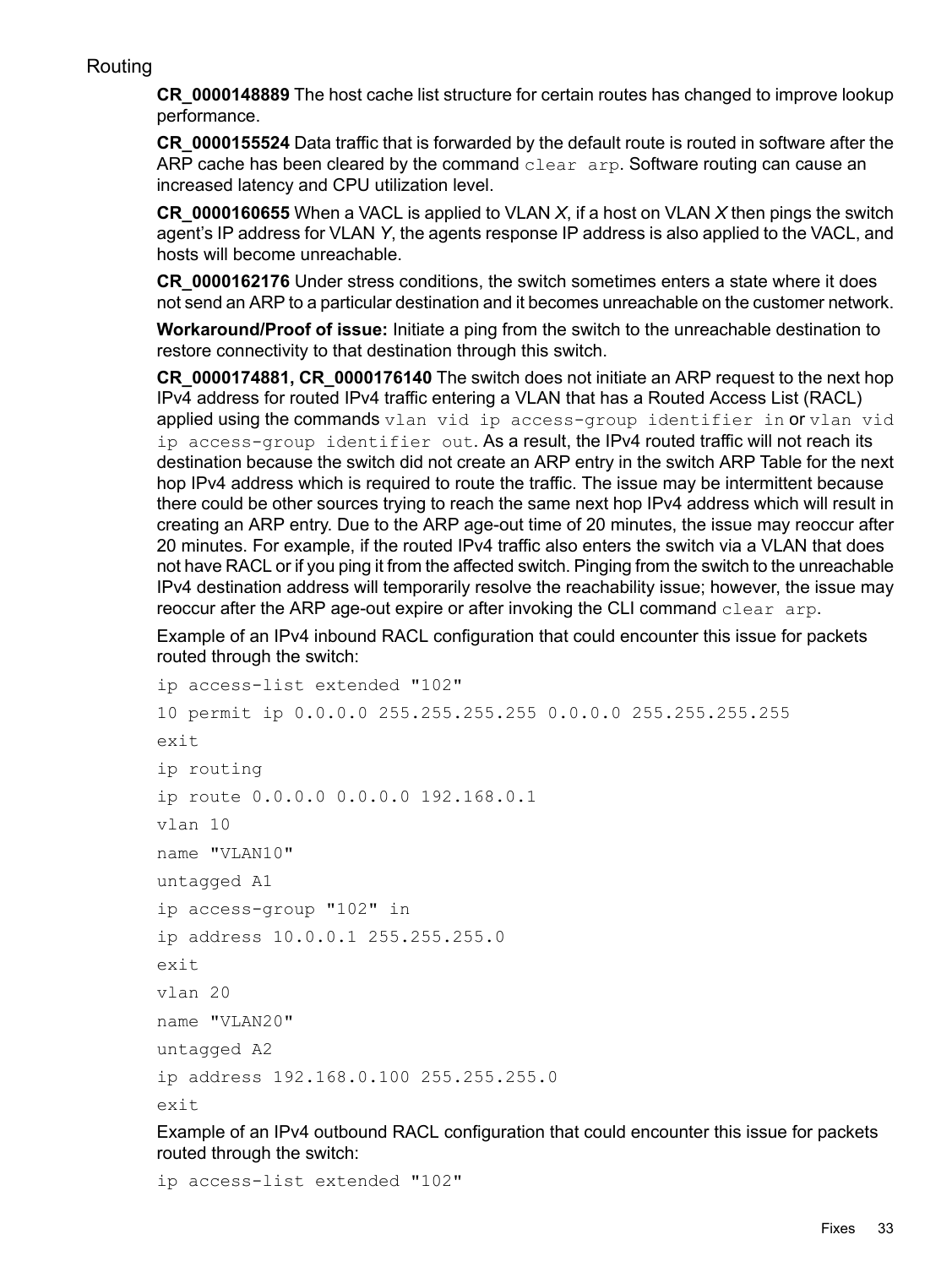## Routing

**CR_0000148889** The host cache list structure for certain routes has changed to improve lookup performance.

**CR_0000155524** Data traffic that is forwarded by the default route is routed in software after the ARP cache has been cleared by the command `clear arp`. Software routing can cause an increased latency and CPU utilization level.

**CR_0000160655** When a VACL is applied to VLAN *X*, if a host on VLAN *X* then pings the switch agent's IP address for VLAN *Y*, the agents response IP address is also applied to the VACL, and hosts will become unreachable.

**CR_0000162176** Under stress conditions, the switch sometimes enters a state where it does not send an ARP to a particular destination and it becomes unreachable on the customer network.

**Workaround/Proof of issue:** Initiate a ping from the switch to the unreachable destination to restore connectivity to that destination through this switch.

**CR_0000174881, CR_0000176140** The switch does not initiate an ARP request to the next hop IPv4 address for routed IPv4 traffic entering a VLAN that has a Routed Access List (RACL) applied using the commands `vlan vid ip access-group identifier in` or `vlan vid ip access-group identifier out`. As a result, the IPv4 routed traffic will not reach its destination because the switch did not create an ARP entry in the switch ARP Table for the next hop IPv4 address which is required to route the traffic. The issue may be intermittent because there could be other sources trying to reach the same next hop IPv4 address which will result in creating an ARP entry. Due to the ARP age-out time of 20 minutes, the issue may reoccur after 20 minutes. For example, if the routed IPv4 traffic also enters the switch via a VLAN that does not have RACL or if you ping it from the affected switch. Pinging from the switch to the unreachable IPv4 destination address will temporarily resolve the reachability issue; however, the issue may reoccur after the ARP age-out expire or after invoking the CLI command `clear arp`.

Example of an IPv4 inbound RACL configuration that could encounter this issue for packets routed through the switch:

```
ip access-list extended "102"
10 permit ip 0.0.0.0 255.255.255.255 0.0.0.0 255.255.255.255
exit
ip routing
ip route 0.0.0.0 0.0.0.0 192.168.0.1
vlan 10
name "VLAN10"
untagged A1
ip access-group "102" in
ip address 10.0.0.1 255.255.255.0
exit
vlan 20
name "VLAN20"
untagged A2
ip address 192.168.0.100 255.255.255.0
exit
```

Example of an IPv4 outbound RACL configuration that could encounter this issue for packets routed through the switch:

```
ip access-list extended "102"
```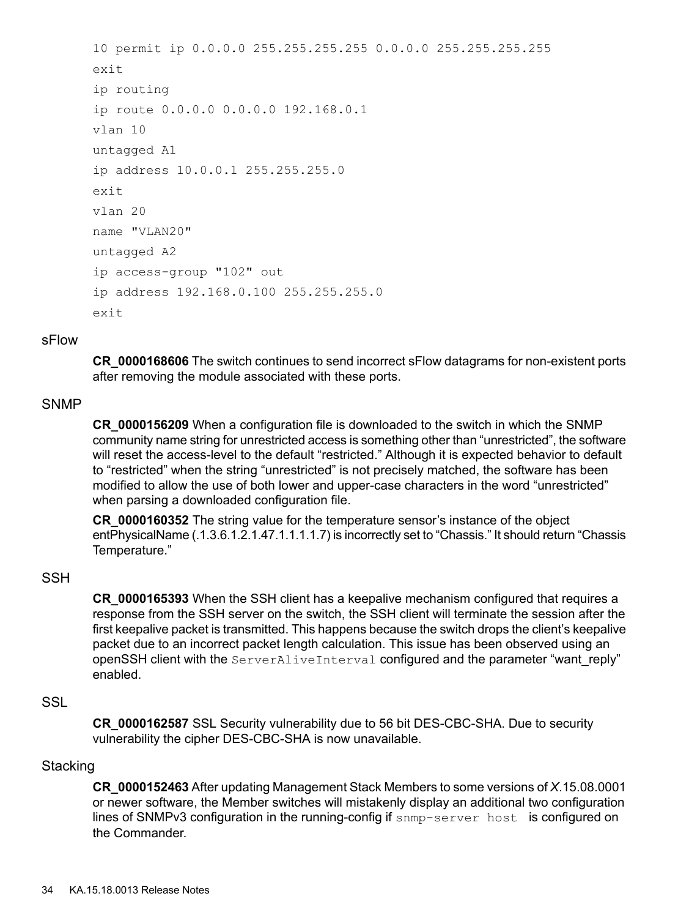```
10 permit ip 0.0.0.0 255.255.255.255 0.0.0.0 255.255.255.255
exit
ip routing
ip route 0.0.0.0 0.0.0.0 192.168.0.1
vlan 10
untagged A1
ip address 10.0.0.1 255.255.255.0
exit
vlan 20
name "VLAN20"
untagged A2
ip access-group "102" out
ip address 192.168.0.100 255.255.255.0
exit
```

### sFlow

**CR_0000168606** The switch continues to send incorrect sFlow datagrams for non-existent ports after removing the module associated with these ports.

### SNMP

**CR_0000156209** When a configuration file is downloaded to the switch in which the SNMP community name string for unrestricted access is something other than “unrestricted”, the software will reset the access-level to the default “restricted.” Although it is expected behavior to default to “restricted” when the string “unrestricted” is not precisely matched, the software has been modified to allow the use of both lower and upper-case characters in the word “unrestricted” when parsing a downloaded configuration file.

**CR_0000160352** The string value for the temperature sensor’s instance of the object entPhysicalName (.1.3.6.1.2.1.47.1.1.1.1.7) is incorrectly set to “Chassis.” It should return “Chassis Temperature.”

### SSH

**CR_0000165393** When the SSH client has a keepalive mechanism configured that requires a response from the SSH server on the switch, the SSH client will terminate the session after the first keepalive packet is transmitted. This happens because the switch drops the client’s keepalive packet due to an incorrect packet length calculation. This issue has been observed using an openSSH client with the `ServerAliveInterval` configured and the parameter “want_reply” enabled.

### SSL

**CR_0000162587** SSL Security vulnerability due to 56 bit DES-CBC-SHA. Due to security vulnerability the cipher DES-CBC-SHA is now unavailable.

### Stacking

**CR_0000152463** After updating Management Stack Members to some versions of *X*.15.08.0001 or newer software, the Member switches will mistakenly display an additional two configuration lines of SNMPv3 configuration in the running-config if `snmp-server host` is configured on the Commander.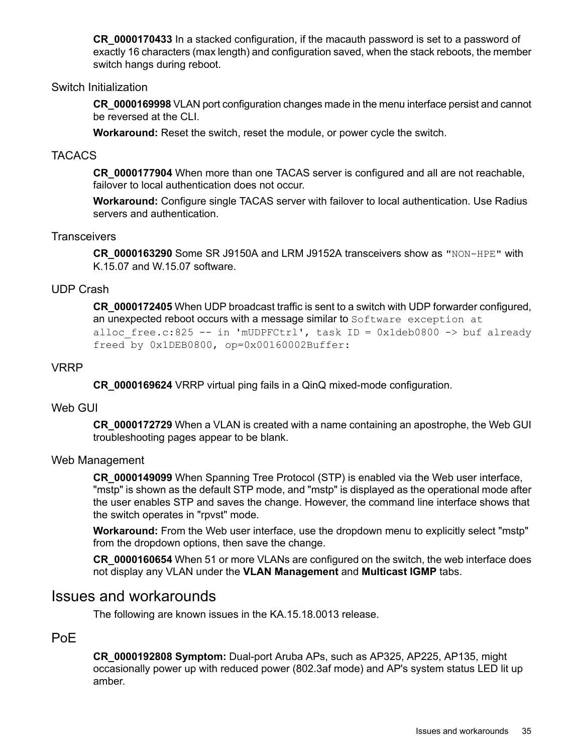**CR_0000170433** In a stacked configuration, if the macauth password is set to a password of exactly 16 characters (max length) and configuration saved, when the stack reboots, the member switch hangs during reboot.

### Switch Initialization

**CR_0000169998** VLAN port configuration changes made in the menu interface persist and cannot be reversed at the CLI.

**Workaround:** Reset the switch, reset the module, or power cycle the switch.

### TACACS

**CR_0000177904** When more than one TACAS server is configured and all are not reachable, failover to local authentication does not occur.

**Workaround:** Configure single TACAS server with failover to local authentication. Use Radius servers and authentication.

### Transceivers

**CR_0000163290** Some SR J9150A and LRM J9152A transceivers show as "`NON-HPE`" with K.15.07 and W.15.07 software.

### UDP Crash

**CR_0000172405** When UDP broadcast traffic is sent to a switch with UDP forwarder configured, an unexpected reboot occurs with a message similar to `Software exception at alloc_free.c:825 -- in 'mUDPFCtrl', task ID = 0x1deb0800 -> buf already freed by 0x1DEB0800, op=0x00160002Buffer:`

### VRRP

**CR_0000169624** VRRP virtual ping fails in a QinQ mixed-mode configuration.

### Web GUI

**CR_0000172729** When a VLAN is created with a name containing an apostrophe, the Web GUI troubleshooting pages appear to be blank.

### Web Management

**CR_0000149099** When Spanning Tree Protocol (STP) is enabled via the Web user interface, "mstp" is shown as the default STP mode, and "mstp" is displayed as the operational mode after the user enables STP and saves the change. However, the command line interface shows that the switch operates in "rpvst" mode.

**Workaround:** From the Web user interface, use the dropdown menu to explicitly select "mstp" from the dropdown options, then save the change.

**CR_0000160654** When 51 or more VLANs are configured on the switch, the web interface does not display any VLAN under the **VLAN Management** and **Multicast IGMP** tabs.

## Issues and workarounds

The following are known issues in the KA.15.18.0013 release.

## PoE

**CR_0000192808 Symptom:** Dual-port Aruba APs, such as AP325, AP225, AP135, might occasionally power up with reduced power (802.3af mode) and AP's system status LED lit up amber.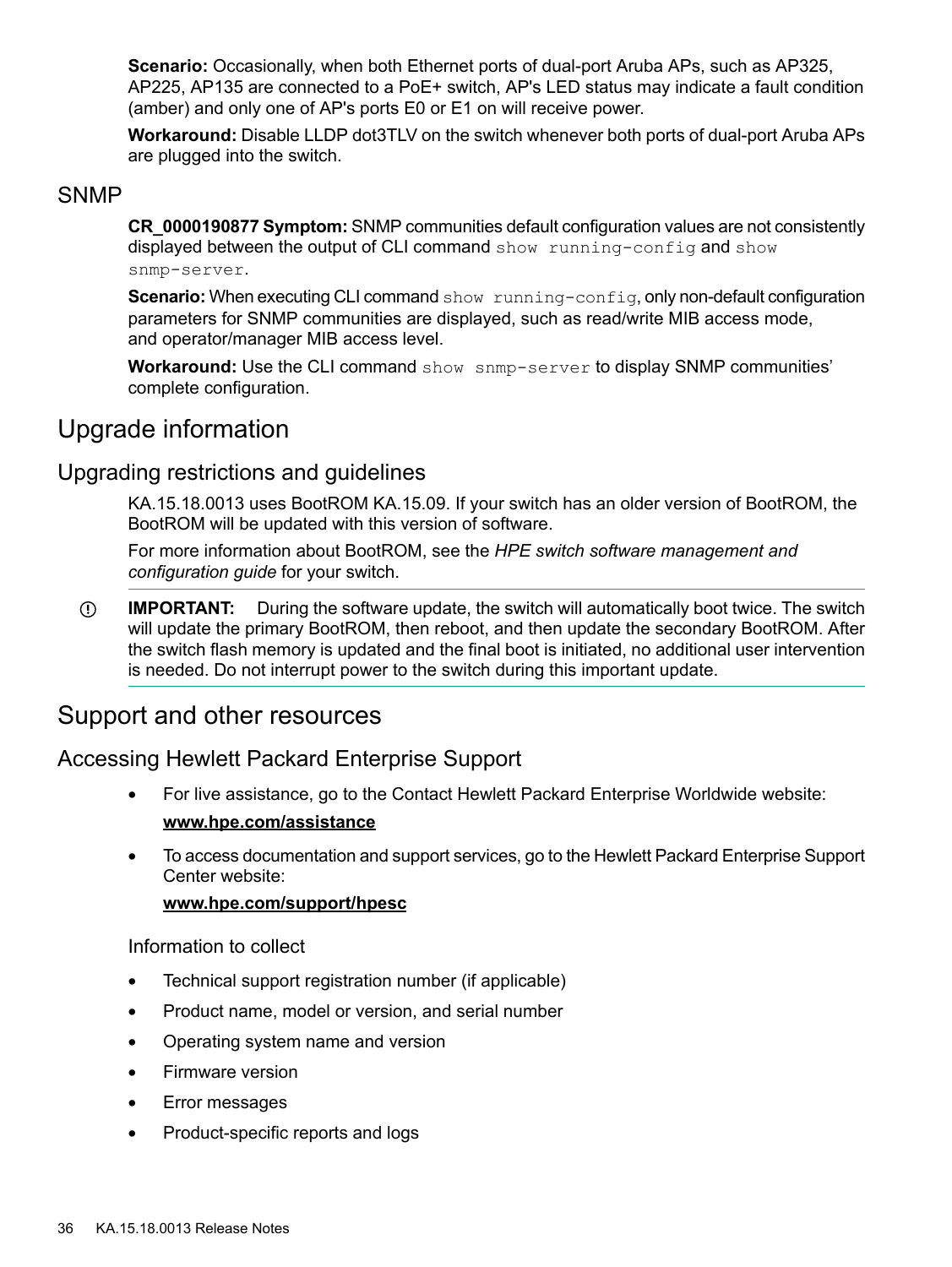**Scenario:** Occasionally, when both Ethernet ports of dual-port Aruba APs, such as AP325, AP225, AP135 are connected to a PoE+ switch, AP's LED status may indicate a fault condition (amber) and only one of AP's ports E0 or E1 on will receive power.

**Workaround:** Disable LLDP dot3TLV on the switch whenever both ports of dual-port Aruba APs are plugged into the switch.

## SNMP

**CR_0000190877 Symptom:** SNMP communities default configuration values are not consistently displayed between the output of CLI command `show running-config` and `show snmp-server`.

**Scenario:** When executing CLI command `show running-config`, only non-default configuration parameters for SNMP communities are displayed, such as read/write MIB access mode, and operator/manager MIB access level.

**Workaround:** Use the CLI command `show snmp-server` to display SNMP communities' complete configuration.

# Upgrade information

## Upgrading restrictions and guidelines

KA.15.18.0013 uses BootROM KA.15.09. If your switch has an older version of BootROM, the BootROM will be updated with this version of software.

For more information about BootROM, see the *HPE switch software management and configuration guide* for your switch.

**IMPORTANT:** During the software update, the switch will automatically boot twice. The switch will update the primary BootROM, then reboot, and then update the secondary BootROM. After the switch flash memory is updated and the final boot is initiated, no additional user intervention is needed. Do not interrupt power to the switch during this important update.

# Support and other resources

## Accessing Hewlett Packard Enterprise Support

- For live assistance, go to the Contact Hewlett Packard Enterprise Worldwide website:

  **www.hpe.com/assistance**

- To access documentation and support services, go to the Hewlett Packard Enterprise Support Center website:

  **www.hpe.com/support/hpesc**

### Information to collect

- Technical support registration number (if applicable)
- Product name, model or version, and serial number
- Operating system name and version
- Firmware version
- Error messages
- Product-specific reports and logs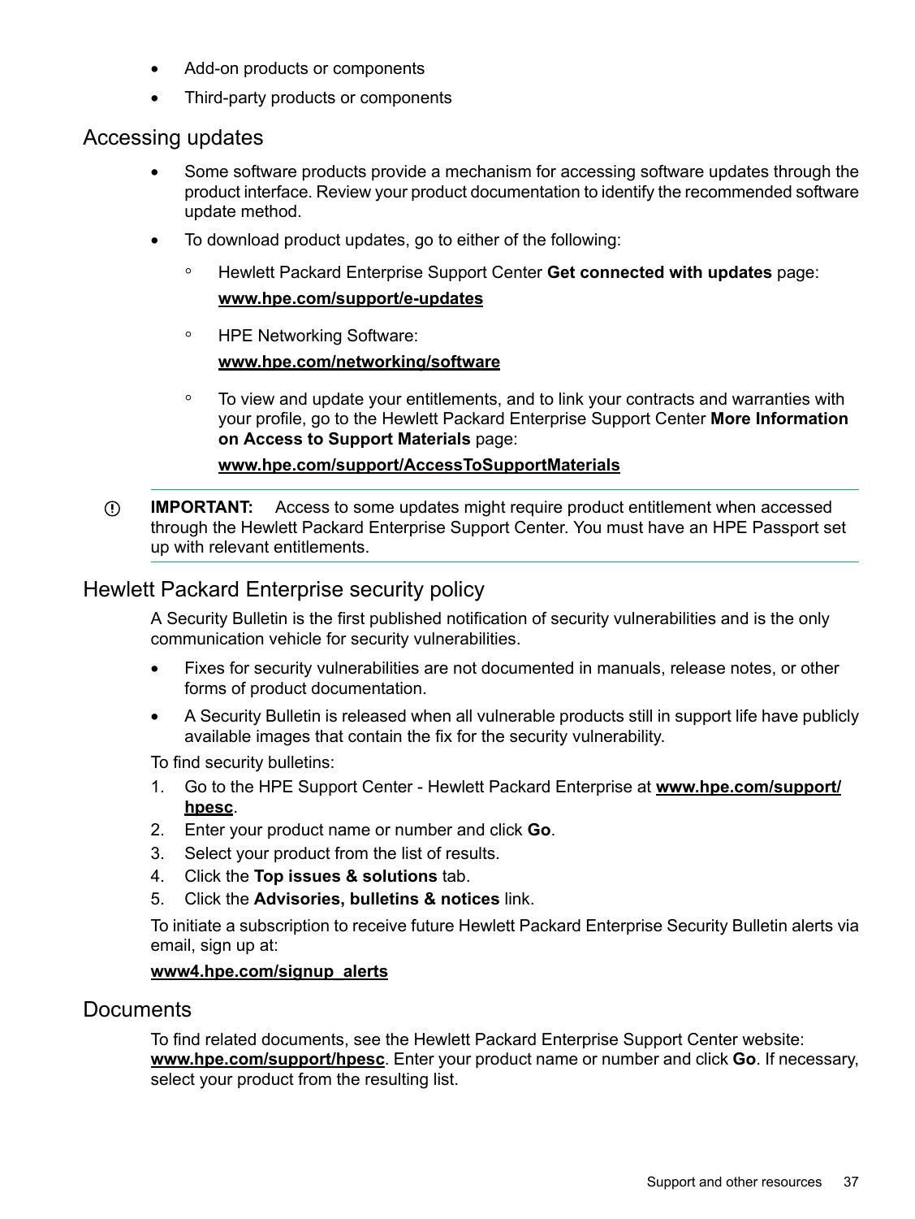- Add-on products or components
- Third-party products or components

## Accessing updates

- Some software products provide a mechanism for accessing software updates through the product interface. Review your product documentation to identify the recommended software update method.
- To download product updates, go to either of the following:
  - Hewlett Packard Enterprise Support Center **Get connected with updates** page:
    **www.hpe.com/support/e-updates**
  - HPE Networking Software:
    **www.hpe.com/networking/software**
  - To view and update your entitlements, and to link your contracts and warranties with your profile, go to the Hewlett Packard Enterprise Support Center **More Information on Access to Support Materials** page:
    **www.hpe.com/support/AccessToSupportMaterials**

**IMPORTANT:** Access to some updates might require product entitlement when accessed through the Hewlett Packard Enterprise Support Center. You must have an HPE Passport set up with relevant entitlements.

## Hewlett Packard Enterprise security policy

A Security Bulletin is the first published notification of security vulnerabilities and is the only communication vehicle for security vulnerabilities.

- Fixes for security vulnerabilities are not documented in manuals, release notes, or other forms of product documentation.
- A Security Bulletin is released when all vulnerable products still in support life have publicly available images that contain the fix for the security vulnerability.

To find security bulletins:

1. Go to the HPE Support Center - Hewlett Packard Enterprise at **www.hpe.com/support/hpesc**.
2. Enter your product name or number and click **Go**.
3. Select your product from the list of results.
4. Click the **Top issues & solutions** tab.
5. Click the **Advisories, bulletins & notices** link.

To initiate a subscription to receive future Hewlett Packard Enterprise Security Bulletin alerts via email, sign up at:

**www4.hpe.com/signup_alerts**

## Documents

To find related documents, see the Hewlett Packard Enterprise Support Center website: **www.hpe.com/support/hpesc**. Enter your product name or number and click **Go**. If necessary, select your product from the resulting list.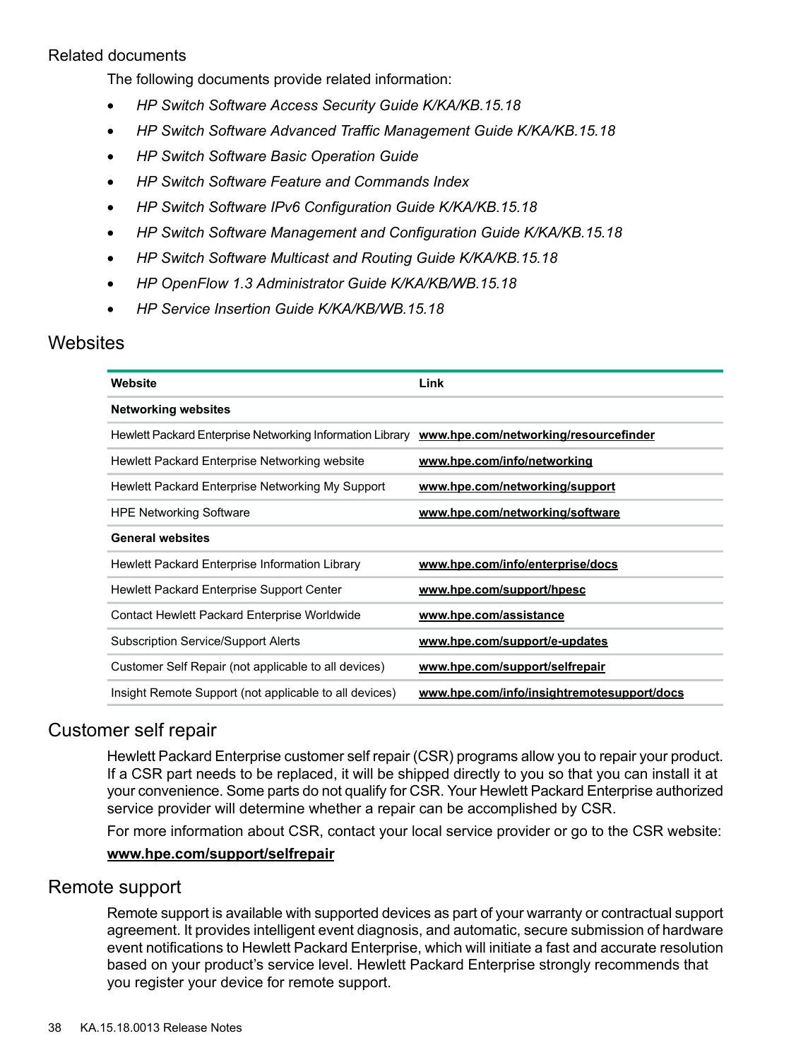## Related documents

The following documents provide related information:

- *HP Switch Software Access Security Guide K/KA/KB.15.18*
- *HP Switch Software Advanced Traffic Management Guide K/KA/KB.15.18*
- *HP Switch Software Basic Operation Guide*
- *HP Switch Software Feature and Commands Index*
- *HP Switch Software IPv6 Configuration Guide K/KA/KB.15.18*
- *HP Switch Software Management and Configuration Guide K/KA/KB.15.18*
- *HP Switch Software Multicast and Routing Guide K/KA/KB.15.18*
- *HP OpenFlow 1.3 Administrator Guide K/KA/KB/WB.15.18*
- *HP Service Insertion Guide K/KA/KB/WB.15.18*

# Websites

| Website | Link |
| --- | --- |
| **Networking websites** | |
| Hewlett Packard Enterprise Networking Information Library | **www.hpe.com/networking/resourcefinder** |
| Hewlett Packard Enterprise Networking website | **www.hpe.com/info/networking** |
| Hewlett Packard Enterprise Networking My Support | **www.hpe.com/networking/support** |
| HPE Networking Software | **www.hpe.com/networking/software** |
| **General websites** | |
| Hewlett Packard Enterprise Information Library | **www.hpe.com/info/enterprise/docs** |
| Hewlett Packard Enterprise Support Center | **www.hpe.com/support/hpesc** |
| Contact Hewlett Packard Enterprise Worldwide | **www.hpe.com/assistance** |
| Subscription Service/Support Alerts | **www.hpe.com/support/e-updates** |
| Customer Self Repair (not applicable to all devices) | **www.hpe.com/support/selfrepair** |
| Insight Remote Support (not applicable to all devices) | **www.hpe.com/info/insightremotesupport/docs** |

# Customer self repair

Hewlett Packard Enterprise customer self repair (CSR) programs allow you to repair your product. If a CSR part needs to be replaced, it will be shipped directly to you so that you can install it at your convenience. Some parts do not qualify for CSR. Your Hewlett Packard Enterprise authorized service provider will determine whether a repair can be accomplished by CSR.

For more information about CSR, contact your local service provider or go to the CSR website:

**www.hpe.com/support/selfrepair**

# Remote support

Remote support is available with supported devices as part of your warranty or contractual support agreement. It provides intelligent event diagnosis, and automatic, secure submission of hardware event notifications to Hewlett Packard Enterprise, which will initiate a fast and accurate resolution based on your product's service level. Hewlett Packard Enterprise strongly recommends that you register your device for remote support.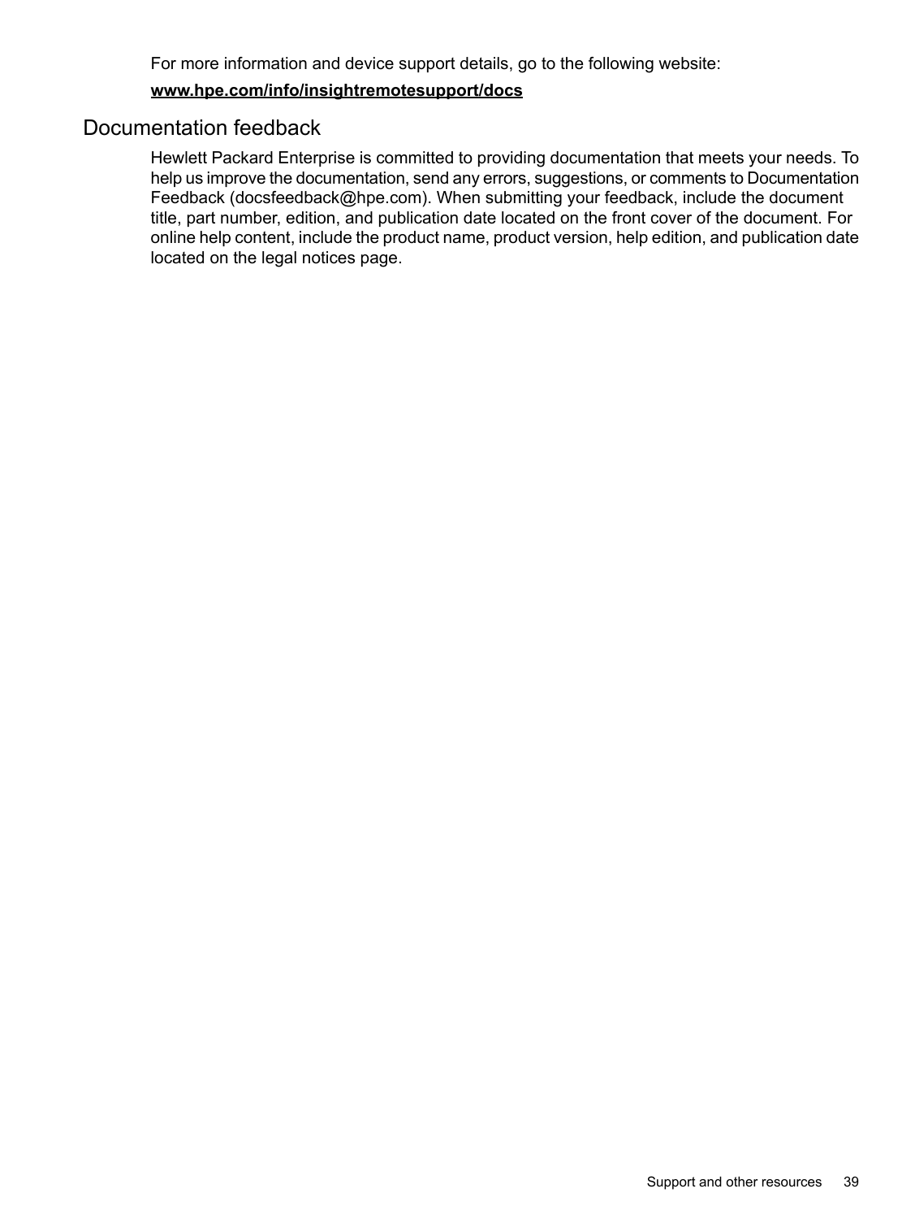For more information and device support details, go to the following website:

**www.hpe.com/info/insightremotesupport/docs**

## Documentation feedback

Hewlett Packard Enterprise is committed to providing documentation that meets your needs. To help us improve the documentation, send any errors, suggestions, or comments to Documentation Feedback (docsfeedback@hpe.com). When submitting your feedback, include the document title, part number, edition, and publication date located on the front cover of the document. For online help content, include the product name, product version, help edition, and publication date located on the legal notices page.